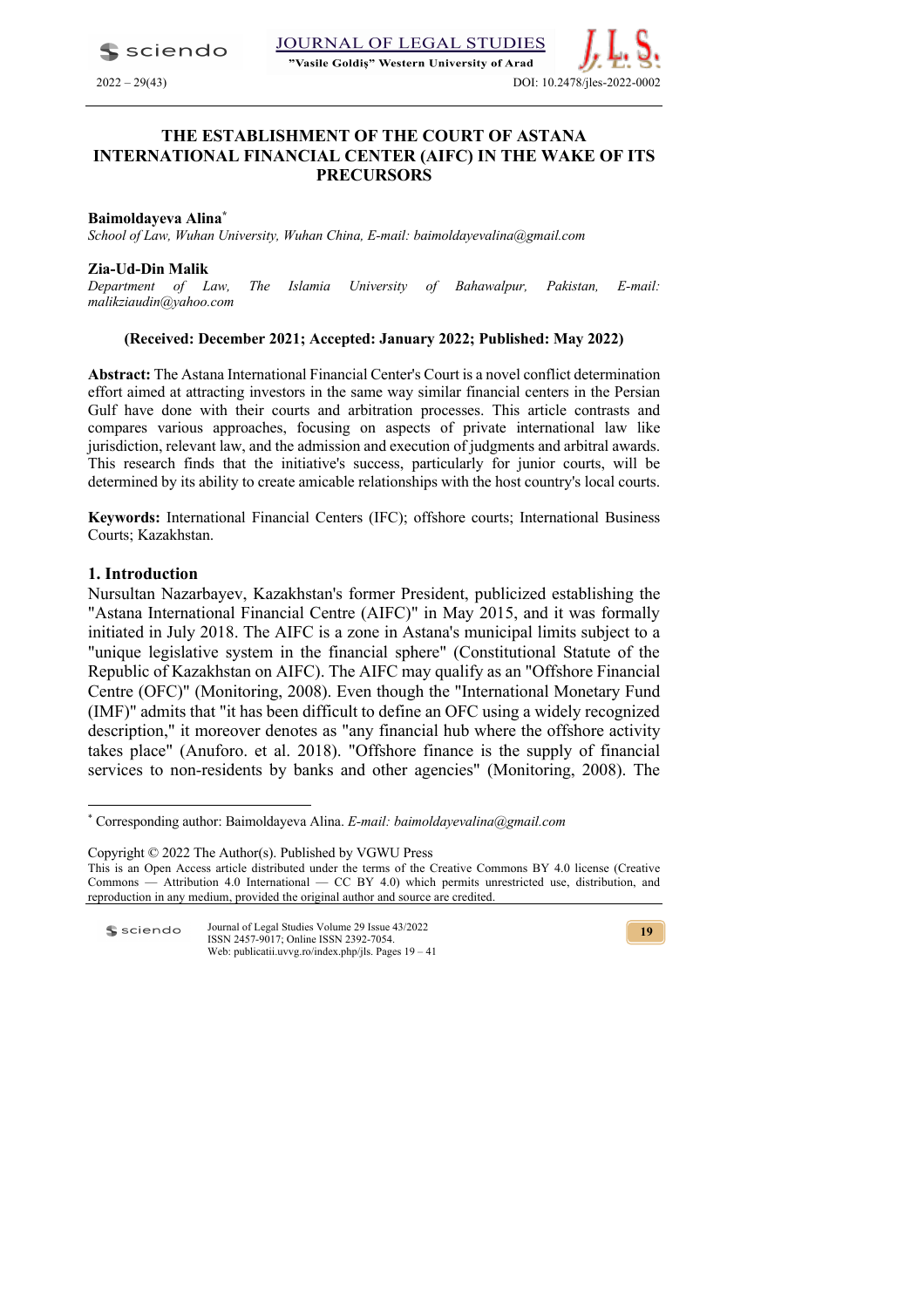# THE ESTABLISHMENT OF THE COURT OF ASTANA INTERNATIONAL FINANCIAL CENTER (AIFC) IN THE WAKE OF ITS PRECURSORS

**Baimoldayeva Alina***

*School of Law, Wuhan University, Wuhan China, E-mail: baimoldayevalina@gmail.com*

**Zia-Ud-Din Malik**

*Department of Law, The Islamia University of Bahawalpur, Pakistan, E-mail: malikziaudin@yahoo.com*

**(Received: December 2021; Accepted: January 2022; Published: May 2022)**

**Abstract:** The Astana International Financial Center's Court is a novel conflict determination effort aimed at attracting investors in the same way similar financial centers in the Persian Gulf have done with their courts and arbitration processes. This article contrasts and compares various approaches, focusing on aspects of private international law like jurisdiction, relevant law, and the admission and execution of judgments and arbitral awards. This research finds that the initiative's success, particularly for junior courts, will be determined by its ability to create amicable relationships with the host country's local courts.

**Keywords:** International Financial Centers (IFC); offshore courts; International Business Courts; Kazakhstan.

## 1. Introduction

Nursultan Nazarbayev, Kazakhstan's former President, publicized establishing the "Astana International Financial Centre (AIFC)" in May 2015, and it was formally initiated in July 2018. The AIFC is a zone in Astana's municipal limits subject to a "unique legislative system in the financial sphere" (Constitutional Statute of the Republic of Kazakhstan on AIFC). The AIFC may qualify as an "Offshore Financial Centre (OFC)" (Monitoring, 2008). Even though the "International Monetary Fund (IMF)" admits that "it has been difficult to define an OFC using a widely recognized description," it moreover denotes as "any financial hub where the offshore activity takes place" (Anuforo. et al. 2018). "Offshore finance is the supply of financial services to non-residents by banks and other agencies" (Monitoring, 2008). The

---

* Corresponding author: Baimoldayeva Alina. *E-mail: baimoldayevalina@gmail.com*

Copyright © 2022 The Author(s). Published by VGWU Press
This is an Open Access article distributed under the terms of the Creative Commons BY 4.0 license (Creative Commons — Attribution 4.0 International — CC BY 4.0) which permits unrestricted use, distribution, and reproduction in any medium, provided the original author and source are credited.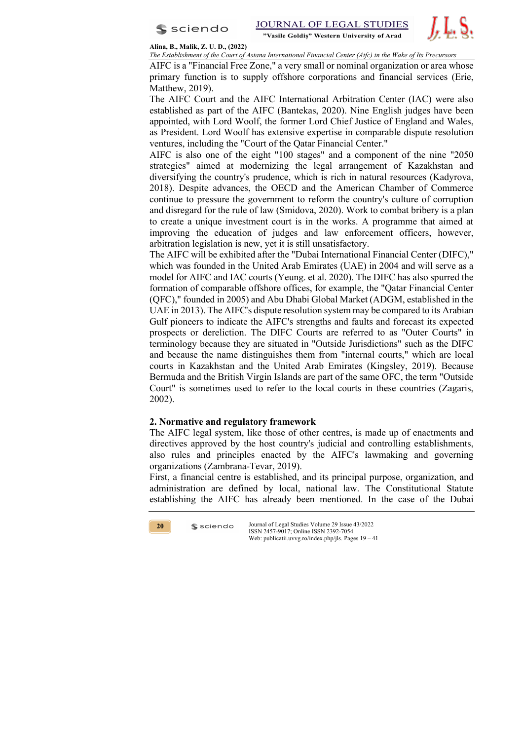AIFC is a "Financial Free Zone," a very small or nominal organization or area whose primary function is to supply offshore corporations and financial services (Erie, Matthew, 2019).

The AIFC Court and the AIFC International Arbitration Center (IAC) were also established as part of the AIFC (Bantekas, 2020). Nine English judges have been appointed, with Lord Woolf, the former Lord Chief Justice of England and Wales, as President. Lord Woolf has extensive expertise in comparable dispute resolution ventures, including the "Court of the Qatar Financial Center."

AIFC is also one of the eight "100 stages" and a component of the nine "2050 strategies" aimed at modernizing the legal arrangement of Kazakhstan and diversifying the country's prudence, which is rich in natural resources (Kadyrova, 2018). Despite advances, the OECD and the American Chamber of Commerce continue to pressure the government to reform the country's culture of corruption and disregard for the rule of law (Smidova, 2020). Work to combat bribery is a plan to create a unique investment court is in the works. A programme that aimed at improving the education of judges and law enforcement officers, however, arbitration legislation is new, yet it is still unsatisfactory.

The AIFC will be exhibited after the "Dubai International Financial Center (DIFC)," which was founded in the United Arab Emirates (UAE) in 2004 and will serve as a model for AIFC and IAC courts (Yeung. et al. 2020). The DIFC has also spurred the formation of comparable offshore offices, for example, the "Qatar Financial Center (QFC)," founded in 2005) and Abu Dhabi Global Market (ADGM, established in the UAE in 2013). The AIFC's dispute resolution system may be compared to its Arabian Gulf pioneers to indicate the AIFC's strengths and faults and forecast its expected prospects or dereliction. The DIFC Courts are referred to as "Outer Courts" in terminology because they are situated in "Outside Jurisdictions" such as the DIFC and because the name distinguishes them from "internal courts," which are local courts in Kazakhstan and the United Arab Emirates (Kingsley, 2019). Because Bermuda and the British Virgin Islands are part of the same OFC, the term "Outside Court" is sometimes used to refer to the local courts in these countries (Zagaris, 2002).

## 2. Normative and regulatory framework

The AIFC legal system, like those of other centres, is made up of enactments and directives approved by the host country's judicial and controlling establishments, also rules and principles enacted by the AIFC's lawmaking and governing organizations (Zambrana-Tevar, 2019).

First, a financial centre is established, and its principal purpose, organization, and administration are defined by local, national law. The Constitutional Statute establishing the AIFC has already been mentioned. In the case of the Dubai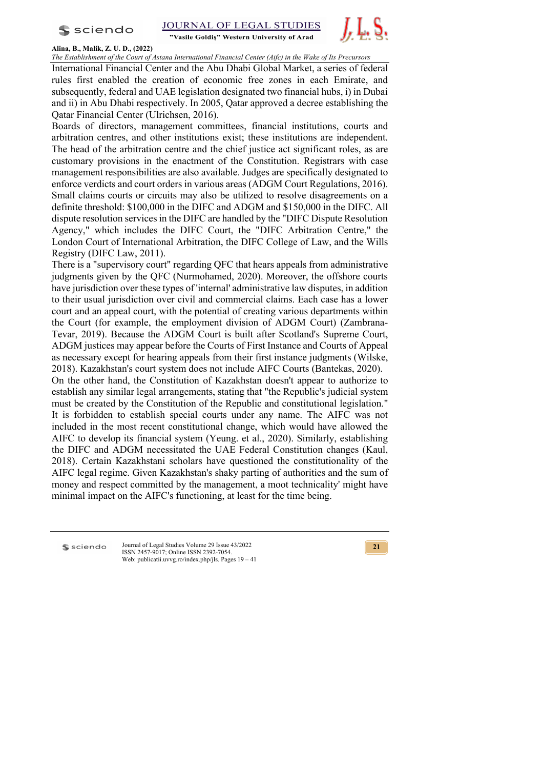International Financial Center and the Abu Dhabi Global Market, a series of federal rules first enabled the creation of economic free zones in each Emirate, and subsequently, federal and UAE legislation designated two financial hubs, i) in Dubai and ii) in Abu Dhabi respectively. In 2005, Qatar approved a decree establishing the Qatar Financial Center (Ulrichsen, 2016).

Boards of directors, management committees, financial institutions, courts and arbitration centres, and other institutions exist; these institutions are independent. The head of the arbitration centre and the chief justice act significant roles, as are customary provisions in the enactment of the Constitution. Registrars with case management responsibilities are also available. Judges are specifically designated to enforce verdicts and court orders in various areas (ADGM Court Regulations, 2016). Small claims courts or circuits may also be utilized to resolve disagreements on a definite threshold: $100,000 in the DIFC and ADGM and $150,000 in the DIFC. All dispute resolution services in the DIFC are handled by the "DIFC Dispute Resolution Agency," which includes the DIFC Court, the "DIFC Arbitration Centre," the London Court of International Arbitration, the DIFC College of Law, and the Wills Registry (DIFC Law, 2011).

There is a "supervisory court" regarding QFC that hears appeals from administrative judgments given by the QFC (Nurmohamed, 2020). Moreover, the offshore courts have jurisdiction over these types of 'internal' administrative law disputes, in addition to their usual jurisdiction over civil and commercial claims. Each case has a lower court and an appeal court, with the potential of creating various departments within the Court (for example, the employment division of ADGM Court) (Zambrana-Tevar, 2019). Because the ADGM Court is built after Scotland's Supreme Court, ADGM justices may appear before the Courts of First Instance and Courts of Appeal as necessary except for hearing appeals from their first instance judgments (Wilske, 2018). Kazakhstan's court system does not include AIFC Courts (Bantekas, 2020).

On the other hand, the Constitution of Kazakhstan doesn't appear to authorize to establish any similar legal arrangements, stating that "the Republic's judicial system must be created by the Constitution of the Republic and constitutional legislation." It is forbidden to establish special courts under any name. The AIFC was not included in the most recent constitutional change, which would have allowed the AIFC to develop its financial system (Yeung. et al., 2020). Similarly, establishing the DIFC and ADGM necessitated the UAE Federal Constitution changes (Kaul, 2018). Certain Kazakhstani scholars have questioned the constitutionality of the AIFC legal regime. Given Kazakhstan's shaky parting of authorities and the sum of money and respect committed by the management, a moot technicality' might have minimal impact on the AIFC's functioning, at least for the time being.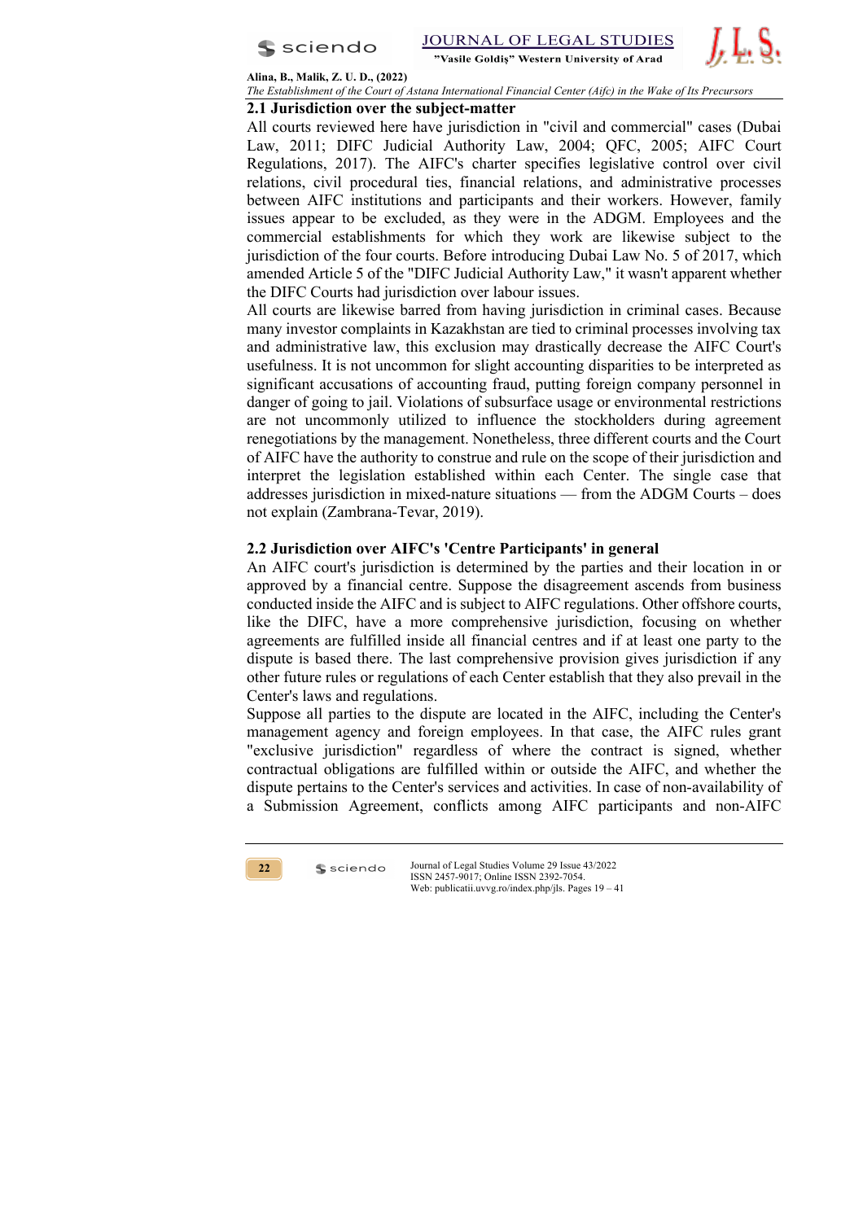### 2.1 Jurisdiction over the subject-matter

All courts reviewed here have jurisdiction in "civil and commercial" cases (Dubai Law, 2011; DIFC Judicial Authority Law, 2004; QFC, 2005; AIFC Court Regulations, 2017). The AIFC's charter specifies legislative control over civil relations, civil procedural ties, financial relations, and administrative processes between AIFC institutions and participants and their workers. However, family issues appear to be excluded, as they were in the ADGM. Employees and the commercial establishments for which they work are likewise subject to the jurisdiction of the four courts. Before introducing Dubai Law No. 5 of 2017, which amended Article 5 of the "DIFC Judicial Authority Law," it wasn't apparent whether the DIFC Courts had jurisdiction over labour issues.

All courts are likewise barred from having jurisdiction in criminal cases. Because many investor complaints in Kazakhstan are tied to criminal processes involving tax and administrative law, this exclusion may drastically decrease the AIFC Court's usefulness. It is not uncommon for slight accounting disparities to be interpreted as significant accusations of accounting fraud, putting foreign company personnel in danger of going to jail. Violations of subsurface usage or environmental restrictions are not uncommonly utilized to influence the stockholders during agreement renegotiations by the management. Nonetheless, three different courts and the Court of AIFC have the authority to construe and rule on the scope of their jurisdiction and interpret the legislation established within each Center. The single case that addresses jurisdiction in mixed-nature situations — from the ADGM Courts – does not explain (Zambrana-Tevar, 2019).

### 2.2 Jurisdiction over AIFC's 'Centre Participants' in general

An AIFC court's jurisdiction is determined by the parties and their location in or approved by a financial centre. Suppose the disagreement ascends from business conducted inside the AIFC and is subject to AIFC regulations. Other offshore courts, like the DIFC, have a more comprehensive jurisdiction, focusing on whether agreements are fulfilled inside all financial centres and if at least one party to the dispute is based there. The last comprehensive provision gives jurisdiction if any other future rules or regulations of each Center establish that they also prevail in the Center's laws and regulations.

Suppose all parties to the dispute are located in the AIFC, including the Center's management agency and foreign employees. In that case, the AIFC rules grant "exclusive jurisdiction" regardless of where the contract is signed, whether contractual obligations are fulfilled within or outside the AIFC, and whether the dispute pertains to the Center's services and activities. In case of non-availability of a Submission Agreement, conflicts among AIFC participants and non-AIFC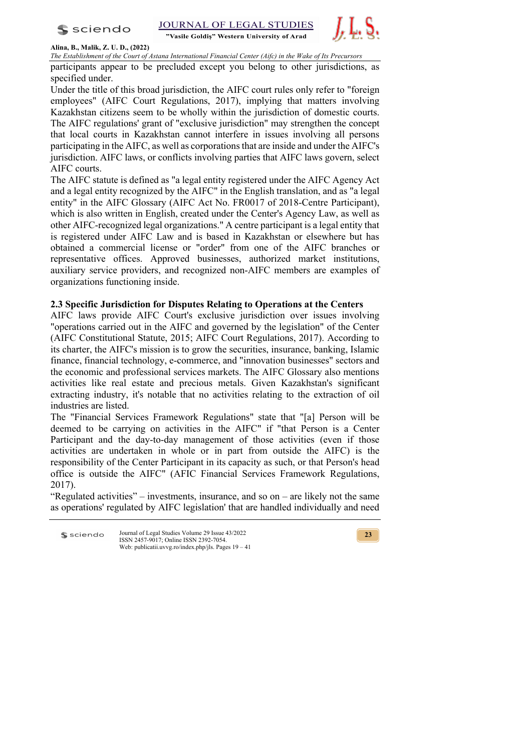participants appear to be precluded except you belong to other jurisdictions, as specified under.

Under the title of this broad jurisdiction, the AIFC court rules only refer to "foreign employees" (AIFC Court Regulations, 2017), implying that matters involving Kazakhstan citizens seem to be wholly within the jurisdiction of domestic courts. The AIFC regulations' grant of "exclusive jurisdiction" may strengthen the concept that local courts in Kazakhstan cannot interfere in issues involving all persons participating in the AIFC, as well as corporations that are inside and under the AIFC's jurisdiction. AIFC laws, or conflicts involving parties that AIFC laws govern, select AIFC courts.

The AIFC statute is defined as "a legal entity registered under the AIFC Agency Act and a legal entity recognized by the AIFC" in the English translation, and as "a legal entity" in the AIFC Glossary (AIFC Act No. FR0017 of 2018-Centre Participant), which is also written in English, created under the Center's Agency Law, as well as other AIFC-recognized legal organizations." A centre participant is a legal entity that is registered under AIFC Law and is based in Kazakhstan or elsewhere but has obtained a commercial license or "order" from one of the AIFC branches or representative offices. Approved businesses, authorized market institutions, auxiliary service providers, and recognized non-AIFC members are examples of organizations functioning inside.

### 2.3 Specific Jurisdiction for Disputes Relating to Operations at the Centers

AIFC laws provide AIFC Court's exclusive jurisdiction over issues involving "operations carried out in the AIFC and governed by the legislation" of the Center (AIFC Constitutional Statute, 2015; AIFC Court Regulations, 2017). According to its charter, the AIFC's mission is to grow the securities, insurance, banking, Islamic finance, financial technology, e-commerce, and "innovation businesses" sectors and the economic and professional services markets. The AIFC Glossary also mentions activities like real estate and precious metals. Given Kazakhstan's significant extracting industry, it's notable that no activities relating to the extraction of oil industries are listed.

The "Financial Services Framework Regulations" state that "[a] Person will be deemed to be carrying on activities in the AIFC" if "that Person is a Center Participant and the day-to-day management of those activities (even if those activities are undertaken in whole or in part from outside the AIFC) is the responsibility of the Center Participant in its capacity as such, or that Person's head office is outside the AIFC" (AFIC Financial Services Framework Regulations, 2017).

"Regulated activities" – investments, insurance, and so on – are likely not the same as operations' regulated by AIFC legislation' that are handled individually and need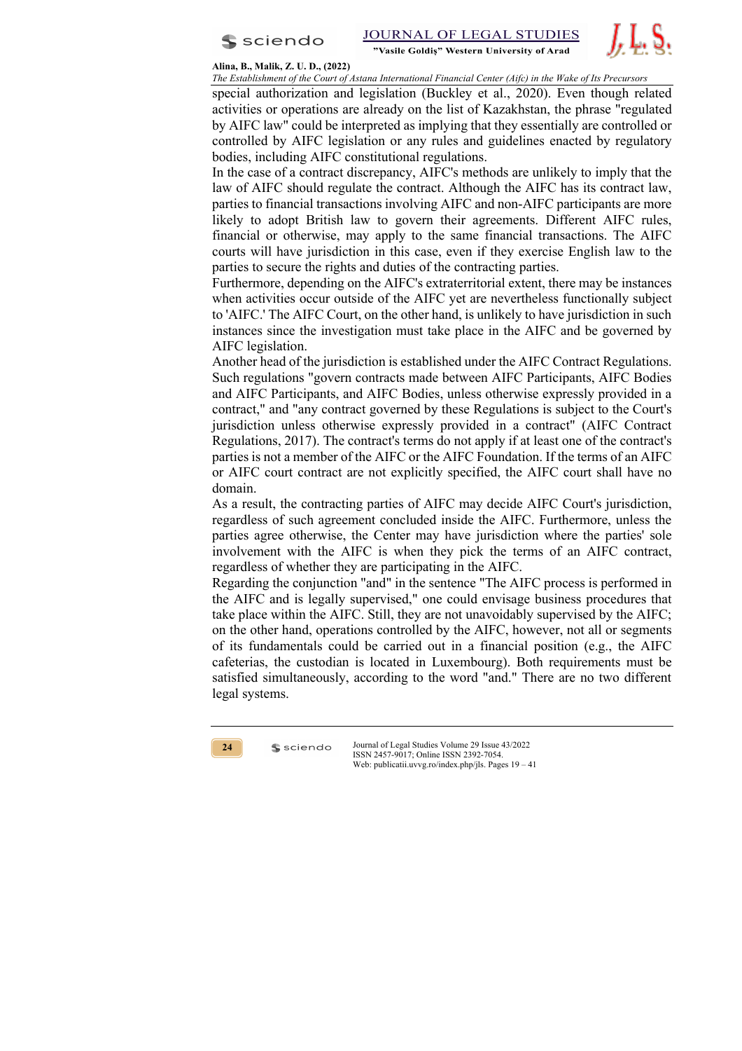special authorization and legislation (Buckley et al., 2020). Even though related activities or operations are already on the list of Kazakhstan, the phrase "regulated by AIFC law" could be interpreted as implying that they essentially are controlled or controlled by AIFC legislation or any rules and guidelines enacted by regulatory bodies, including AIFC constitutional regulations.

In the case of a contract discrepancy, AIFC's methods are unlikely to imply that the law of AIFC should regulate the contract. Although the AIFC has its contract law, parties to financial transactions involving AIFC and non-AIFC participants are more likely to adopt British law to govern their agreements. Different AIFC rules, financial or otherwise, may apply to the same financial transactions. The AIFC courts will have jurisdiction in this case, even if they exercise English law to the parties to secure the rights and duties of the contracting parties.

Furthermore, depending on the AIFC's extraterritorial extent, there may be instances when activities occur outside of the AIFC yet are nevertheless functionally subject to 'AIFC.' The AIFC Court, on the other hand, is unlikely to have jurisdiction in such instances since the investigation must take place in the AIFC and be governed by AIFC legislation.

Another head of the jurisdiction is established under the AIFC Contract Regulations. Such regulations "govern contracts made between AIFC Participants, AIFC Bodies and AIFC Participants, and AIFC Bodies, unless otherwise expressly provided in a contract," and "any contract governed by these Regulations is subject to the Court's jurisdiction unless otherwise expressly provided in a contract" (AIFC Contract Regulations, 2017). The contract's terms do not apply if at least one of the contract's parties is not a member of the AIFC or the AIFC Foundation. If the terms of an AIFC or AIFC court contract are not explicitly specified, the AIFC court shall have no domain.

As a result, the contracting parties of AIFC may decide AIFC Court's jurisdiction, regardless of such agreement concluded inside the AIFC. Furthermore, unless the parties agree otherwise, the Center may have jurisdiction where the parties' sole involvement with the AIFC is when they pick the terms of an AIFC contract, regardless of whether they are participating in the AIFC.

Regarding the conjunction "and" in the sentence "The AIFC process is performed in the AIFC and is legally supervised," one could envisage business procedures that take place within the AIFC. Still, they are not unavoidably supervised by the AIFC; on the other hand, operations controlled by the AIFC, however, not all or segments of its fundamentals could be carried out in a financial position (e.g., the AIFC cafeterias, the custodian is located in Luxembourg). Both requirements must be satisfied simultaneously, according to the word "and." There are no two different legal systems.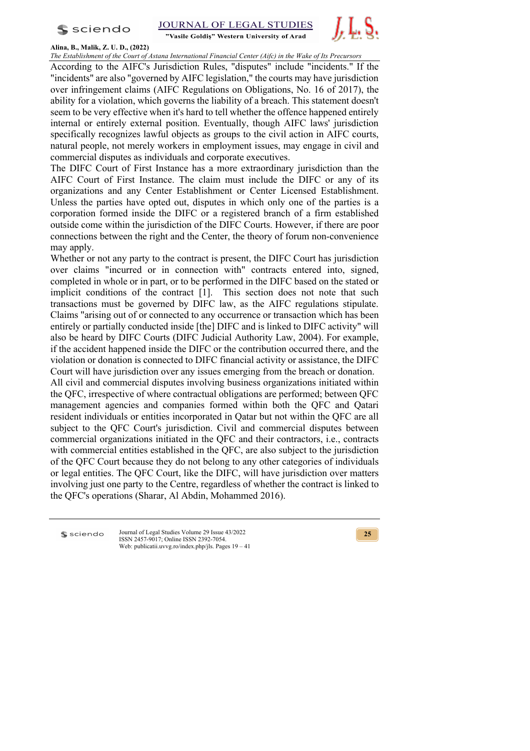According to the AIFC's Jurisdiction Rules, "disputes" include "incidents." If the "incidents" are also "governed by AIFC legislation," the courts may have jurisdiction over infringement claims (AIFC Regulations on Obligations, No. 16 of 2017), the ability for a violation, which governs the liability of a breach. This statement doesn't seem to be very effective when it's hard to tell whether the offence happened entirely internal or entirely external position. Eventually, though AIFC laws' jurisdiction specifically recognizes lawful objects as groups to the civil action in AIFC courts, natural people, not merely workers in employment issues, may engage in civil and commercial disputes as individuals and corporate executives.

The DIFC Court of First Instance has a more extraordinary jurisdiction than the AIFC Court of First Instance. The claim must include the DIFC or any of its organizations and any Center Establishment or Center Licensed Establishment. Unless the parties have opted out, disputes in which only one of the parties is a corporation formed inside the DIFC or a registered branch of a firm established outside come within the jurisdiction of the DIFC Courts. However, if there are poor connections between the right and the Center, the theory of forum non-convenience may apply.

Whether or not any party to the contract is present, the DIFC Court has jurisdiction over claims "incurred or in connection with" contracts entered into, signed, completed in whole or in part, or to be performed in the DIFC based on the stated or implicit conditions of the contract [1]. This section does not note that such transactions must be governed by DIFC law, as the AIFC regulations stipulate. Claims "arising out of or connected to any occurrence or transaction which has been entirely or partially conducted inside [the] DIFC and is linked to DIFC activity" will also be heard by DIFC Courts (DIFC Judicial Authority Law, 2004). For example, if the accident happened inside the DIFC or the contribution occurred there, and the violation or donation is connected to DIFC financial activity or assistance, the DIFC Court will have jurisdiction over any issues emerging from the breach or donation.

All civil and commercial disputes involving business organizations initiated within the QFC, irrespective of where contractual obligations are performed; between QFC management agencies and companies formed within both the QFC and Qatari resident individuals or entities incorporated in Qatar but not within the QFC are all subject to the QFC Court's jurisdiction. Civil and commercial disputes between commercial organizations initiated in the QFC and their contractors, i.e., contracts with commercial entities established in the QFC, are also subject to the jurisdiction of the QFC Court because they do not belong to any other categories of individuals or legal entities. The QFC Court, like the DIFC, will have jurisdiction over matters involving just one party to the Centre, regardless of whether the contract is linked to the QFC's operations (Sharar, Al Abdin, Mohammed 2016).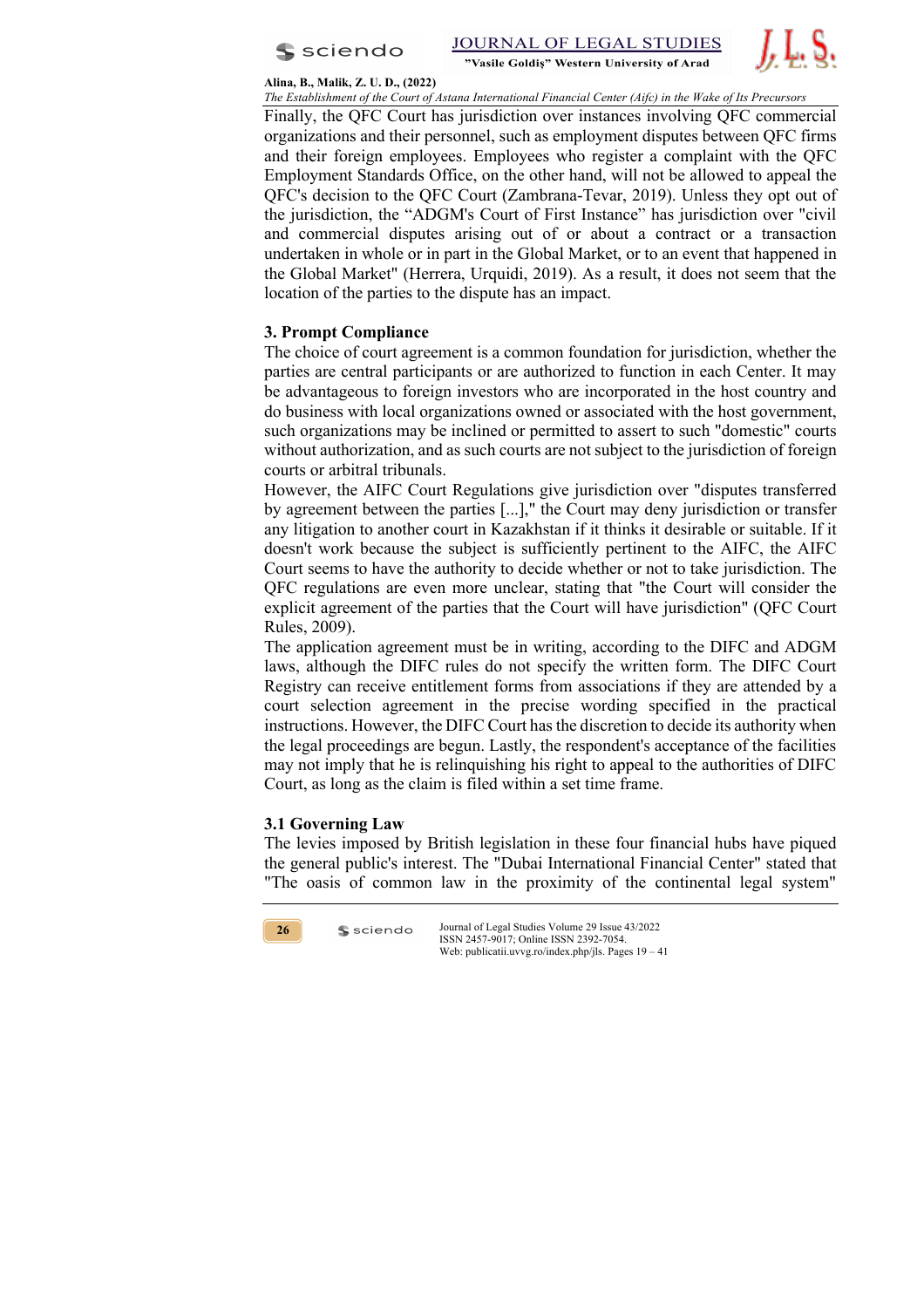Finally, the QFC Court has jurisdiction over instances involving QFC commercial organizations and their personnel, such as employment disputes between QFC firms and their foreign employees. Employees who register a complaint with the QFC Employment Standards Office, on the other hand, will not be allowed to appeal the QFC's decision to the QFC Court (Zambrana-Tevar, 2019). Unless they opt out of the jurisdiction, the “ADGM's Court of First Instance” has jurisdiction over "civil and commercial disputes arising out of or about a contract or a transaction undertaken in whole or in part in the Global Market, or to an event that happened in the Global Market" (Herrera, Urquidi, 2019). As a result, it does not seem that the location of the parties to the dispute has an impact.

### 3. Prompt Compliance

The choice of court agreement is a common foundation for jurisdiction, whether the parties are central participants or are authorized to function in each Center. It may be advantageous to foreign investors who are incorporated in the host country and do business with local organizations owned or associated with the host government, such organizations may be inclined or permitted to assert to such "domestic" courts without authorization, and as such courts are not subject to the jurisdiction of foreign courts or arbitral tribunals.

However, the AIFC Court Regulations give jurisdiction over "disputes transferred by agreement between the parties [...]," the Court may deny jurisdiction or transfer any litigation to another court in Kazakhstan if it thinks it desirable or suitable. If it doesn't work because the subject is sufficiently pertinent to the AIFC, the AIFC Court seems to have the authority to decide whether or not to take jurisdiction. The QFC regulations are even more unclear, stating that "the Court will consider the explicit agreement of the parties that the Court will have jurisdiction" (QFC Court Rules, 2009).

The application agreement must be in writing, according to the DIFC and ADGM laws, although the DIFC rules do not specify the written form. The DIFC Court Registry can receive entitlement forms from associations if they are attended by a court selection agreement in the precise wording specified in the practical instructions. However, the DIFC Court has the discretion to decide its authority when the legal proceedings are begun. Lastly, the respondent's acceptance of the facilities may not imply that he is relinquishing his right to appeal to the authorities of DIFC Court, as long as the claim is filed within a set time frame.

### 3.1 Governing Law

The levies imposed by British legislation in these four financial hubs have piqued the general public's interest. The "Dubai International Financial Center" stated that "The oasis of common law in the proximity of the continental legal system"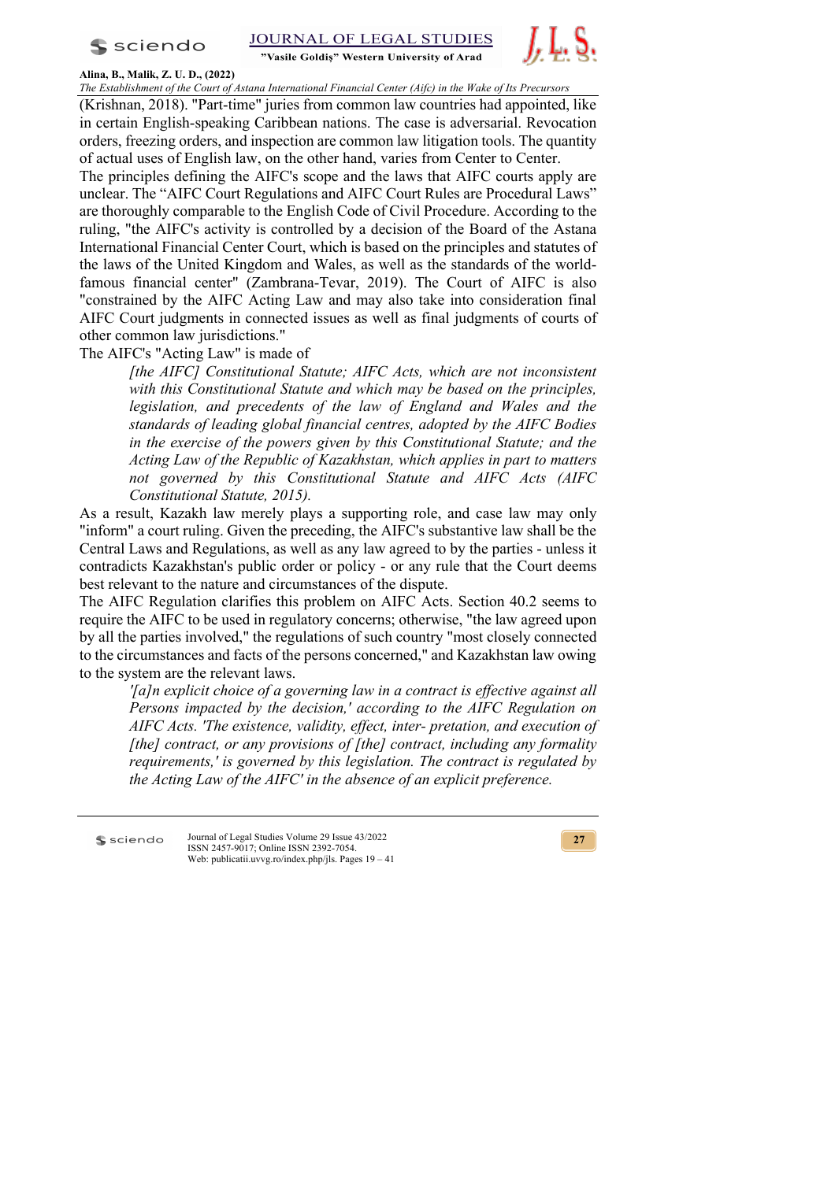(Krishnan, 2018). "Part-time" juries from common law countries had appointed, like in certain English-speaking Caribbean nations. The case is adversarial. Revocation orders, freezing orders, and inspection are common law litigation tools. The quantity of actual uses of English law, on the other hand, varies from Center to Center.

The principles defining the AIFC's scope and the laws that AIFC courts apply are unclear. The "AIFC Court Regulations and AIFC Court Rules are Procedural Laws" are thoroughly comparable to the English Code of Civil Procedure. According to the ruling, "the AIFC's activity is controlled by a decision of the Board of the Astana International Financial Center Court, which is based on the principles and statutes of the laws of the United Kingdom and Wales, as well as the standards of the world-famous financial center" (Zambrana-Tevar, 2019). The Court of AIFC is also "constrained by the AIFC Acting Law and may also take into consideration final AIFC Court judgments in connected issues as well as final judgments of courts of other common law jurisdictions."

The AIFC's "Acting Law" is made of

> *[the AIFC] Constitutional Statute; AIFC Acts, which are not inconsistent with this Constitutional Statute and which may be based on the principles, legislation, and precedents of the law of England and Wales and the standards of leading global financial centres, adopted by the AIFC Bodies in the exercise of the powers given by this Constitutional Statute; and the Acting Law of the Republic of Kazakhstan, which applies in part to matters not governed by this Constitutional Statute and AIFC Acts (AIFC Constitutional Statute, 2015).*

As a result, Kazakh law merely plays a supporting role, and case law may only "inform" a court ruling. Given the preceding, the AIFC's substantive law shall be the Central Laws and Regulations, as well as any law agreed to by the parties - unless it contradicts Kazakhstan's public order or policy - or any rule that the Court deems best relevant to the nature and circumstances of the dispute.

The AIFC Regulation clarifies this problem on AIFC Acts. Section 40.2 seems to require the AIFC to be used in regulatory concerns; otherwise, "the law agreed upon by all the parties involved," the regulations of such country "most closely connected to the circumstances and facts of the persons concerned," and Kazakhstan law owing to the system are the relevant laws.

> *'[a]n explicit choice of a governing law in a contract is effective against all Persons impacted by the decision,' according to the AIFC Regulation on AIFC Acts. 'The existence, validity, effect, inter- pretation, and execution of [the] contract, or any provisions of [the] contract, including any formality requirements,' is governed by this legislation. The contract is regulated by the Acting Law of the AIFC' in the absence of an explicit preference.*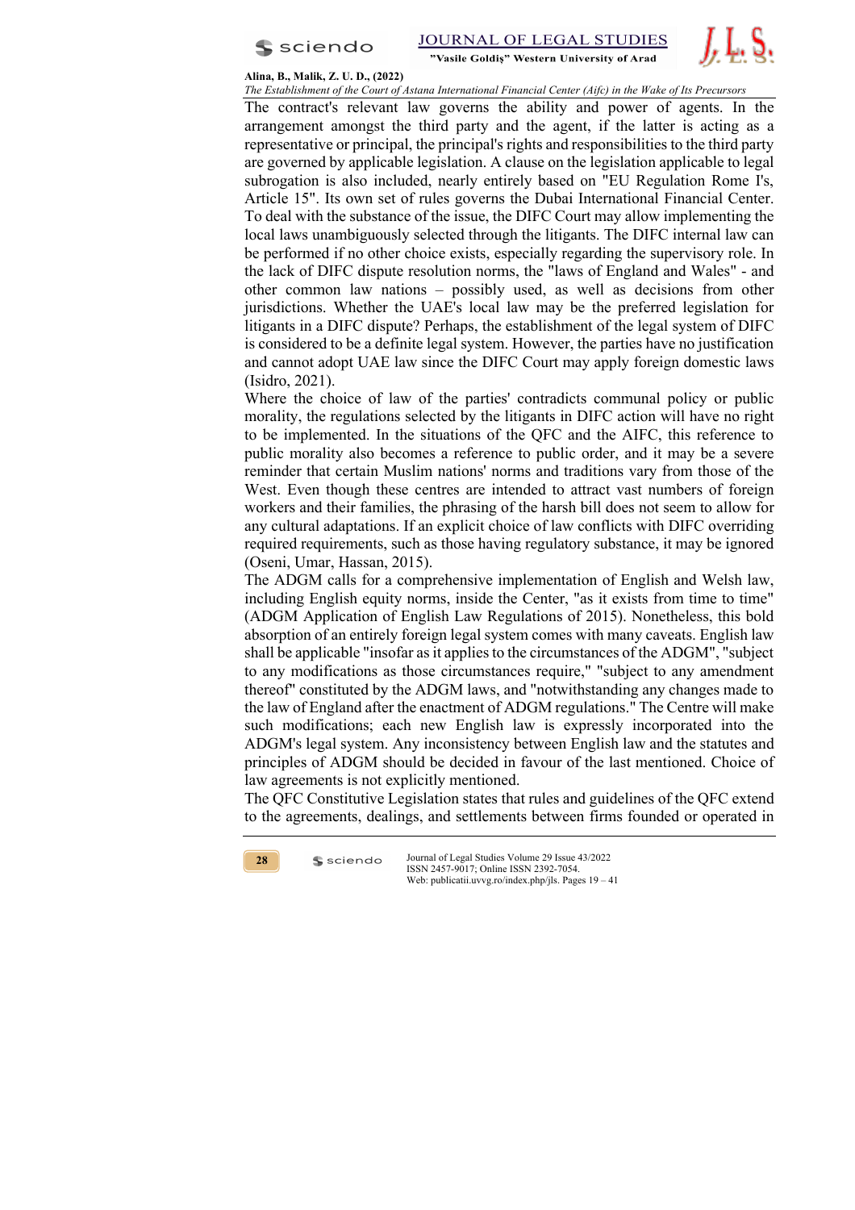The contract's relevant law governs the ability and power of agents. In the arrangement amongst the third party and the agent, if the latter is acting as a representative or principal, the principal's rights and responsibilities to the third party are governed by applicable legislation. A clause on the legislation applicable to legal subrogation is also included, nearly entirely based on "EU Regulation Rome I's, Article 15". Its own set of rules governs the Dubai International Financial Center. To deal with the substance of the issue, the DIFC Court may allow implementing the local laws unambiguously selected through the litigants. The DIFC internal law can be performed if no other choice exists, especially regarding the supervisory role. In the lack of DIFC dispute resolution norms, the "laws of England and Wales" - and other common law nations – possibly used, as well as decisions from other jurisdictions. Whether the UAE's local law may be the preferred legislation for litigants in a DIFC dispute? Perhaps, the establishment of the legal system of DIFC is considered to be a definite legal system. However, the parties have no justification and cannot adopt UAE law since the DIFC Court may apply foreign domestic laws (Isidro, 2021).

Where the choice of law of the parties' contradicts communal policy or public morality, the regulations selected by the litigants in DIFC action will have no right to be implemented. In the situations of the QFC and the AIFC, this reference to public morality also becomes a reference to public order, and it may be a severe reminder that certain Muslim nations' norms and traditions vary from those of the West. Even though these centres are intended to attract vast numbers of foreign workers and their families, the phrasing of the harsh bill does not seem to allow for any cultural adaptations. If an explicit choice of law conflicts with DIFC overriding required requirements, such as those having regulatory substance, it may be ignored (Oseni, Umar, Hassan, 2015).

The ADGM calls for a comprehensive implementation of English and Welsh law, including English equity norms, inside the Center, "as it exists from time to time" (ADGM Application of English Law Regulations of 2015). Nonetheless, this bold absorption of an entirely foreign legal system comes with many caveats. English law shall be applicable "insofar as it applies to the circumstances of the ADGM", "subject to any modifications as those circumstances require," "subject to any amendment thereof" constituted by the ADGM laws, and "notwithstanding any changes made to the law of England after the enactment of ADGM regulations." The Centre will make such modifications; each new English law is expressly incorporated into the ADGM's legal system. Any inconsistency between English law and the statutes and principles of ADGM should be decided in favour of the last mentioned. Choice of law agreements is not explicitly mentioned.

The QFC Constitutive Legislation states that rules and guidelines of the QFC extend to the agreements, dealings, and settlements between firms founded or operated in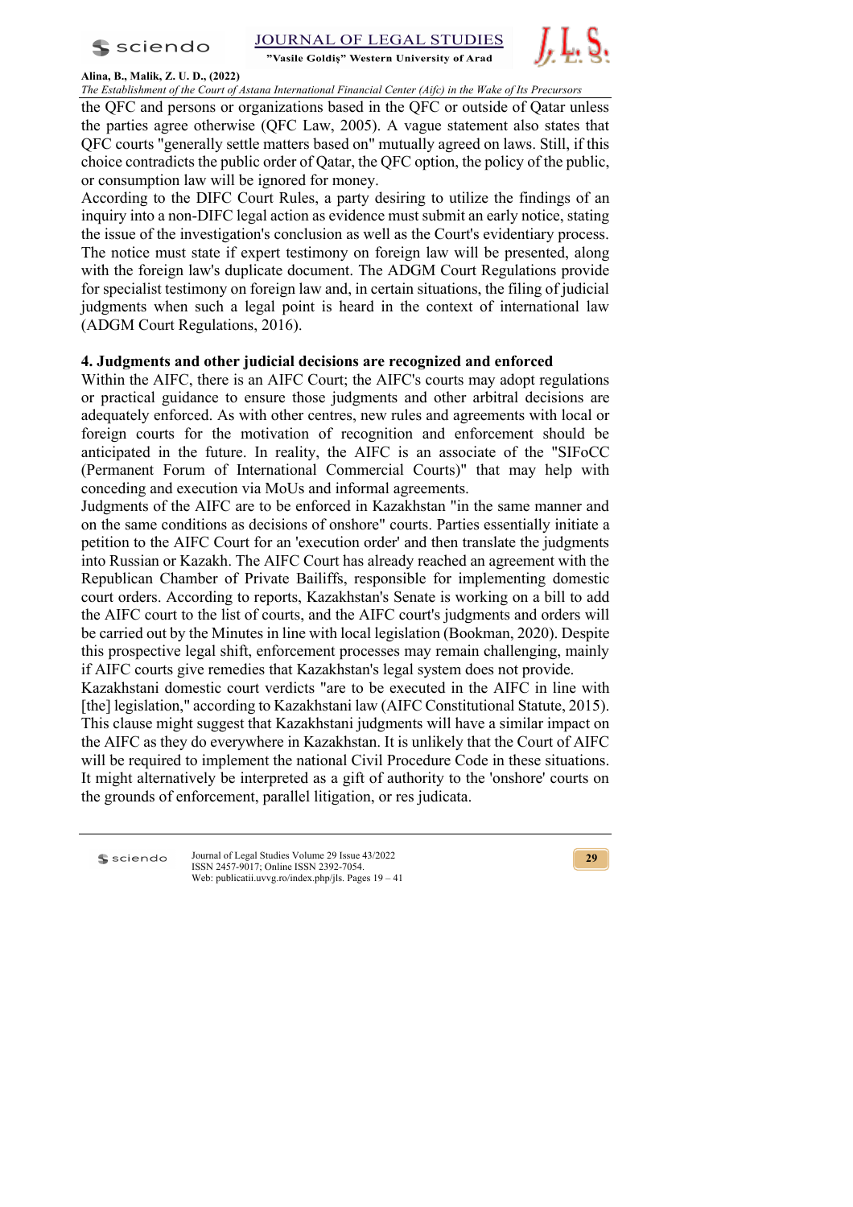the QFC and persons or organizations based in the QFC or outside of Qatar unless the parties agree otherwise (QFC Law, 2005). A vague statement also states that QFC courts "generally settle matters based on" mutually agreed on laws. Still, if this choice contradicts the public order of Qatar, the QFC option, the policy of the public, or consumption law will be ignored for money.

According to the DIFC Court Rules, a party desiring to utilize the findings of an inquiry into a non-DIFC legal action as evidence must submit an early notice, stating the issue of the investigation's conclusion as well as the Court's evidentiary process. The notice must state if expert testimony on foreign law will be presented, along with the foreign law's duplicate document. The ADGM Court Regulations provide for specialist testimony on foreign law and, in certain situations, the filing of judicial judgments when such a legal point is heard in the context of international law (ADGM Court Regulations, 2016).

## 4. Judgments and other judicial decisions are recognized and enforced

Within the AIFC, there is an AIFC Court; the AIFC's courts may adopt regulations or practical guidance to ensure those judgments and other arbitral decisions are adequately enforced. As with other centres, new rules and agreements with local or foreign courts for the motivation of recognition and enforcement should be anticipated in the future. In reality, the AIFC is an associate of the "SIFoCC (Permanent Forum of International Commercial Courts)" that may help with conceding and execution via MoUs and informal agreements.

Judgments of the AIFC are to be enforced in Kazakhstan "in the same manner and on the same conditions as decisions of onshore" courts. Parties essentially initiate a petition to the AIFC Court for an 'execution order' and then translate the judgments into Russian or Kazakh. The AIFC Court has already reached an agreement with the Republican Chamber of Private Bailiffs, responsible for implementing domestic court orders. According to reports, Kazakhstan's Senate is working on a bill to add the AIFC court to the list of courts, and the AIFC court's judgments and orders will be carried out by the Minutes in line with local legislation (Bookman, 2020). Despite this prospective legal shift, enforcement processes may remain challenging, mainly if AIFC courts give remedies that Kazakhstan's legal system does not provide.

Kazakhstani domestic court verdicts "are to be executed in the AIFC in line with [the] legislation," according to Kazakhstani law (AIFC Constitutional Statute, 2015). This clause might suggest that Kazakhstani judgments will have a similar impact on the AIFC as they do everywhere in Kazakhstan. It is unlikely that the Court of AIFC will be required to implement the national Civil Procedure Code in these situations. It might alternatively be interpreted as a gift of authority to the 'onshore' courts on the grounds of enforcement, parallel litigation, or res judicata.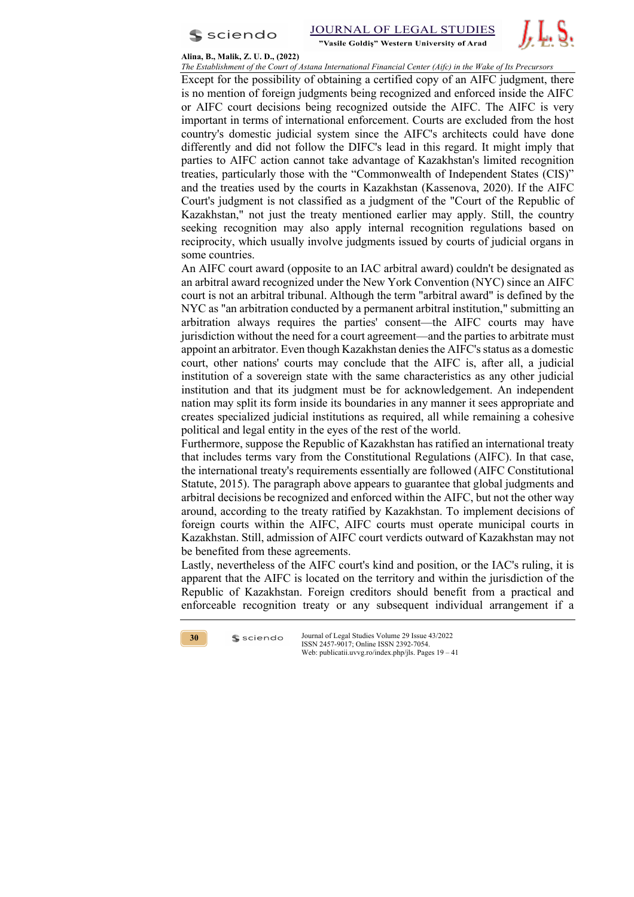Except for the possibility of obtaining a certified copy of an AIFC judgment, there is no mention of foreign judgments being recognized and enforced inside the AIFC or AIFC court decisions being recognized outside the AIFC. The AIFC is very important in terms of international enforcement. Courts are excluded from the host country's domestic judicial system since the AIFC's architects could have done differently and did not follow the DIFC's lead in this regard. It might imply that parties to AIFC action cannot take advantage of Kazakhstan's limited recognition treaties, particularly those with the "Commonwealth of Independent States (CIS)" and the treaties used by the courts in Kazakhstan (Kassenova, 2020). If the AIFC Court's judgment is not classified as a judgment of the "Court of the Republic of Kazakhstan," not just the treaty mentioned earlier may apply. Still, the country seeking recognition may also apply internal recognition regulations based on reciprocity, which usually involve judgments issued by courts of judicial organs in some countries.

An AIFC court award (opposite to an IAC arbitral award) couldn't be designated as an arbitral award recognized under the New York Convention (NYC) since an AIFC court is not an arbitral tribunal. Although the term "arbitral award" is defined by the NYC as "an arbitration conducted by a permanent arbitral institution," submitting an arbitration always requires the parties' consent—the AIFC courts may have jurisdiction without the need for a court agreement—and the parties to arbitrate must appoint an arbitrator. Even though Kazakhstan denies the AIFC's status as a domestic court, other nations' courts may conclude that the AIFC is, after all, a judicial institution of a sovereign state with the same characteristics as any other judicial institution and that its judgment must be for acknowledgement. An independent nation may split its form inside its boundaries in any manner it sees appropriate and creates specialized judicial institutions as required, all while remaining a cohesive political and legal entity in the eyes of the rest of the world.

Furthermore, suppose the Republic of Kazakhstan has ratified an international treaty that includes terms vary from the Constitutional Regulations (AIFC). In that case, the international treaty's requirements essentially are followed (AIFC Constitutional Statute, 2015). The paragraph above appears to guarantee that global judgments and arbitral decisions be recognized and enforced within the AIFC, but not the other way around, according to the treaty ratified by Kazakhstan. To implement decisions of foreign courts within the AIFC, AIFC courts must operate municipal courts in Kazakhstan. Still, admission of AIFC court verdicts outward of Kazakhstan may not be benefited from these agreements.

Lastly, nevertheless of the AIFC court's kind and position, or the IAC's ruling, it is apparent that the AIFC is located on the territory and within the jurisdiction of the Republic of Kazakhstan. Foreign creditors should benefit from a practical and enforceable recognition treaty or any subsequent individual arrangement if a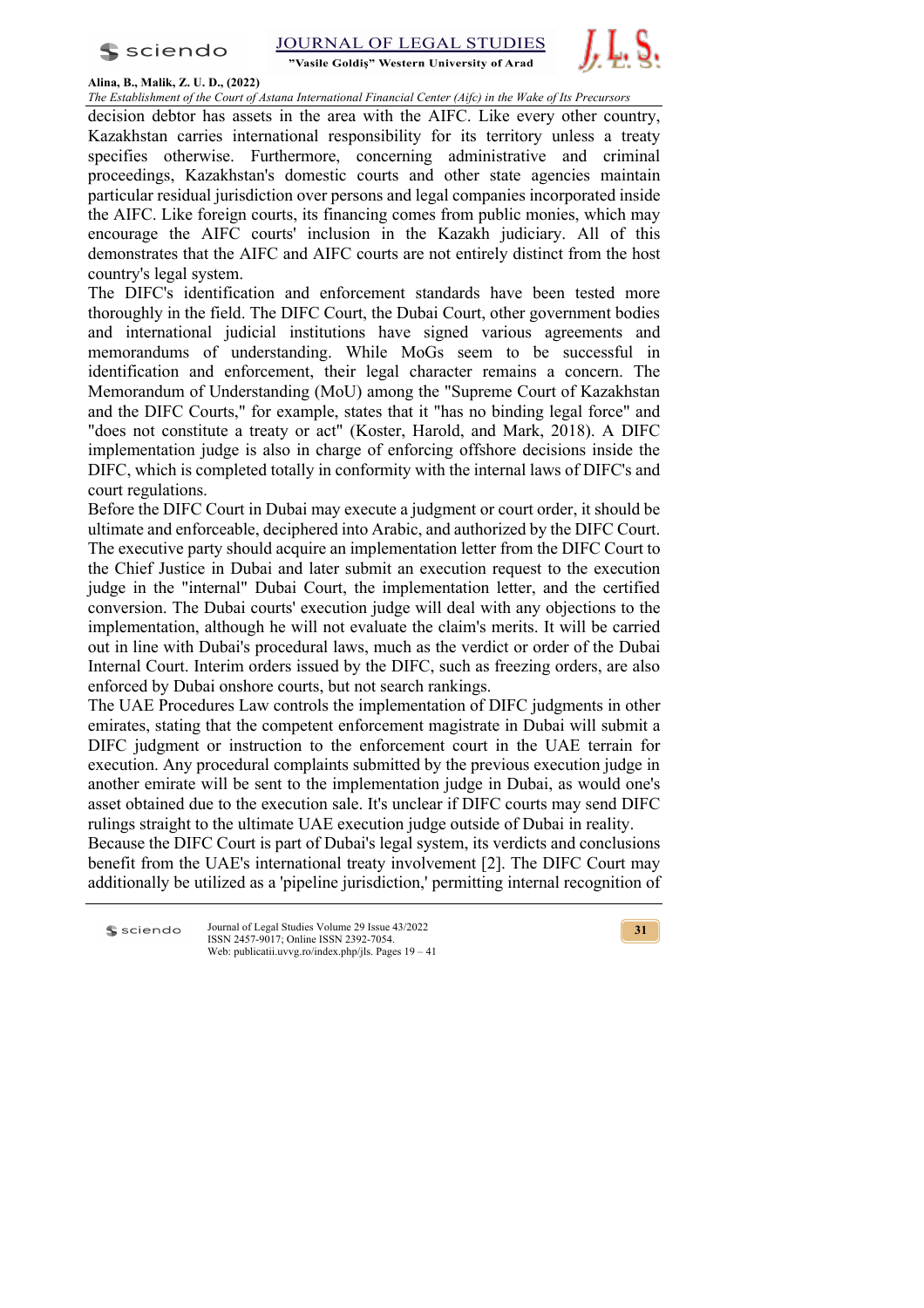decision debtor has assets in the area with the AIFC. Like every other country, Kazakhstan carries international responsibility for its territory unless a treaty specifies otherwise. Furthermore, concerning administrative and criminal proceedings, Kazakhstan's domestic courts and other state agencies maintain particular residual jurisdiction over persons and legal companies incorporated inside the AIFC. Like foreign courts, its financing comes from public monies, which may encourage the AIFC courts' inclusion in the Kazakh judiciary. All of this demonstrates that the AIFC and AIFC courts are not entirely distinct from the host country's legal system.

The DIFC's identification and enforcement standards have been tested more thoroughly in the field. The DIFC Court, the Dubai Court, other government bodies and international judicial institutions have signed various agreements and memorandums of understanding. While MoGs seem to be successful in identification and enforcement, their legal character remains a concern. The Memorandum of Understanding (MoU) among the "Supreme Court of Kazakhstan and the DIFC Courts," for example, states that it "has no binding legal force" and "does not constitute a treaty or act" (Koster, Harold, and Mark, 2018). A DIFC implementation judge is also in charge of enforcing offshore decisions inside the DIFC, which is completed totally in conformity with the internal laws of DIFC's and court regulations.

Before the DIFC Court in Dubai may execute a judgment or court order, it should be ultimate and enforceable, deciphered into Arabic, and authorized by the DIFC Court. The executive party should acquire an implementation letter from the DIFC Court to the Chief Justice in Dubai and later submit an execution request to the execution judge in the "internal" Dubai Court, the implementation letter, and the certified conversion. The Dubai courts' execution judge will deal with any objections to the implementation, although he will not evaluate the claim's merits. It will be carried out in line with Dubai's procedural laws, much as the verdict or order of the Dubai Internal Court. Interim orders issued by the DIFC, such as freezing orders, are also enforced by Dubai onshore courts, but not search rankings.

The UAE Procedures Law controls the implementation of DIFC judgments in other emirates, stating that the competent enforcement magistrate in Dubai will submit a DIFC judgment or instruction to the enforcement court in the UAE terrain for execution. Any procedural complaints submitted by the previous execution judge in another emirate will be sent to the implementation judge in Dubai, as would one's asset obtained due to the execution sale. It's unclear if DIFC courts may send DIFC rulings straight to the ultimate UAE execution judge outside of Dubai in reality.

Because the DIFC Court is part of Dubai's legal system, its verdicts and conclusions benefit from the UAE's international treaty involvement [2]. The DIFC Court may additionally be utilized as a 'pipeline jurisdiction,' permitting internal recognition of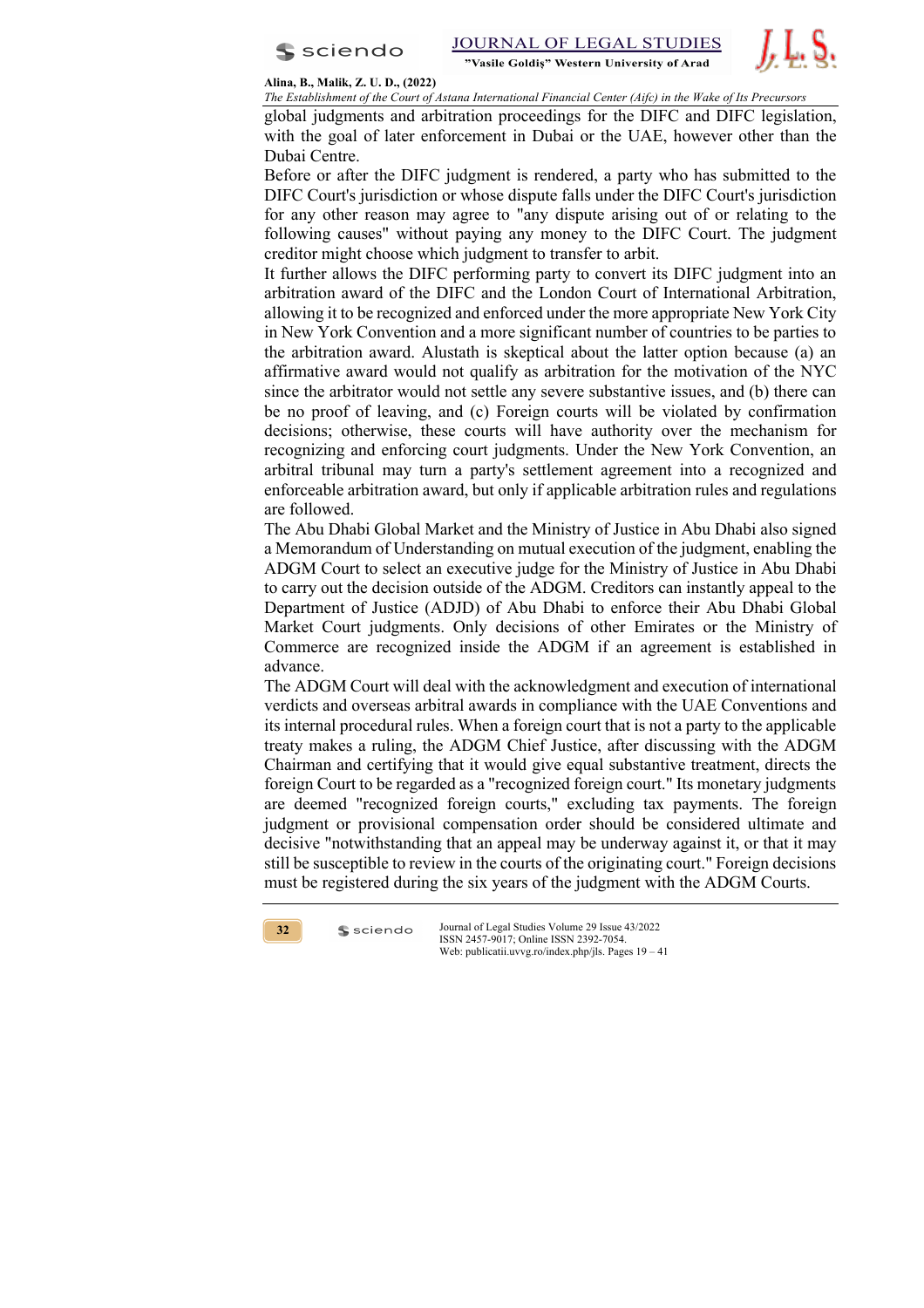global judgments and arbitration proceedings for the DIFC and DIFC legislation, with the goal of later enforcement in Dubai or the UAE, however other than the Dubai Centre.

Before or after the DIFC judgment is rendered, a party who has submitted to the DIFC Court's jurisdiction or whose dispute falls under the DIFC Court's jurisdiction for any other reason may agree to "any dispute arising out of or relating to the following causes" without paying any money to the DIFC Court. The judgment creditor might choose which judgment to transfer to arbit.

It further allows the DIFC performing party to convert its DIFC judgment into an arbitration award of the DIFC and the London Court of International Arbitration, allowing it to be recognized and enforced under the more appropriate New York City in New York Convention and a more significant number of countries to be parties to the arbitration award. Alustath is skeptical about the latter option because (a) an affirmative award would not qualify as arbitration for the motivation of the NYC since the arbitrator would not settle any severe substantive issues, and (b) there can be no proof of leaving, and (c) Foreign courts will be violated by confirmation decisions; otherwise, these courts will have authority over the mechanism for recognizing and enforcing court judgments. Under the New York Convention, an arbitral tribunal may turn a party's settlement agreement into a recognized and enforceable arbitration award, but only if applicable arbitration rules and regulations are followed.

The Abu Dhabi Global Market and the Ministry of Justice in Abu Dhabi also signed a Memorandum of Understanding on mutual execution of the judgment, enabling the ADGM Court to select an executive judge for the Ministry of Justice in Abu Dhabi to carry out the decision outside of the ADGM. Creditors can instantly appeal to the Department of Justice (ADJD) of Abu Dhabi to enforce their Abu Dhabi Global Market Court judgments. Only decisions of other Emirates or the Ministry of Commerce are recognized inside the ADGM if an agreement is established in advance.

The ADGM Court will deal with the acknowledgment and execution of international verdicts and overseas arbitral awards in compliance with the UAE Conventions and its internal procedural rules. When a foreign court that is not a party to the applicable treaty makes a ruling, the ADGM Chief Justice, after discussing with the ADGM Chairman and certifying that it would give equal substantive treatment, directs the foreign Court to be regarded as a "recognized foreign court." Its monetary judgments are deemed "recognized foreign courts," excluding tax payments. The foreign judgment or provisional compensation order should be considered ultimate and decisive "notwithstanding that an appeal may be underway against it, or that it may still be susceptible to review in the courts of the originating court." Foreign decisions must be registered during the six years of the judgment with the ADGM Courts.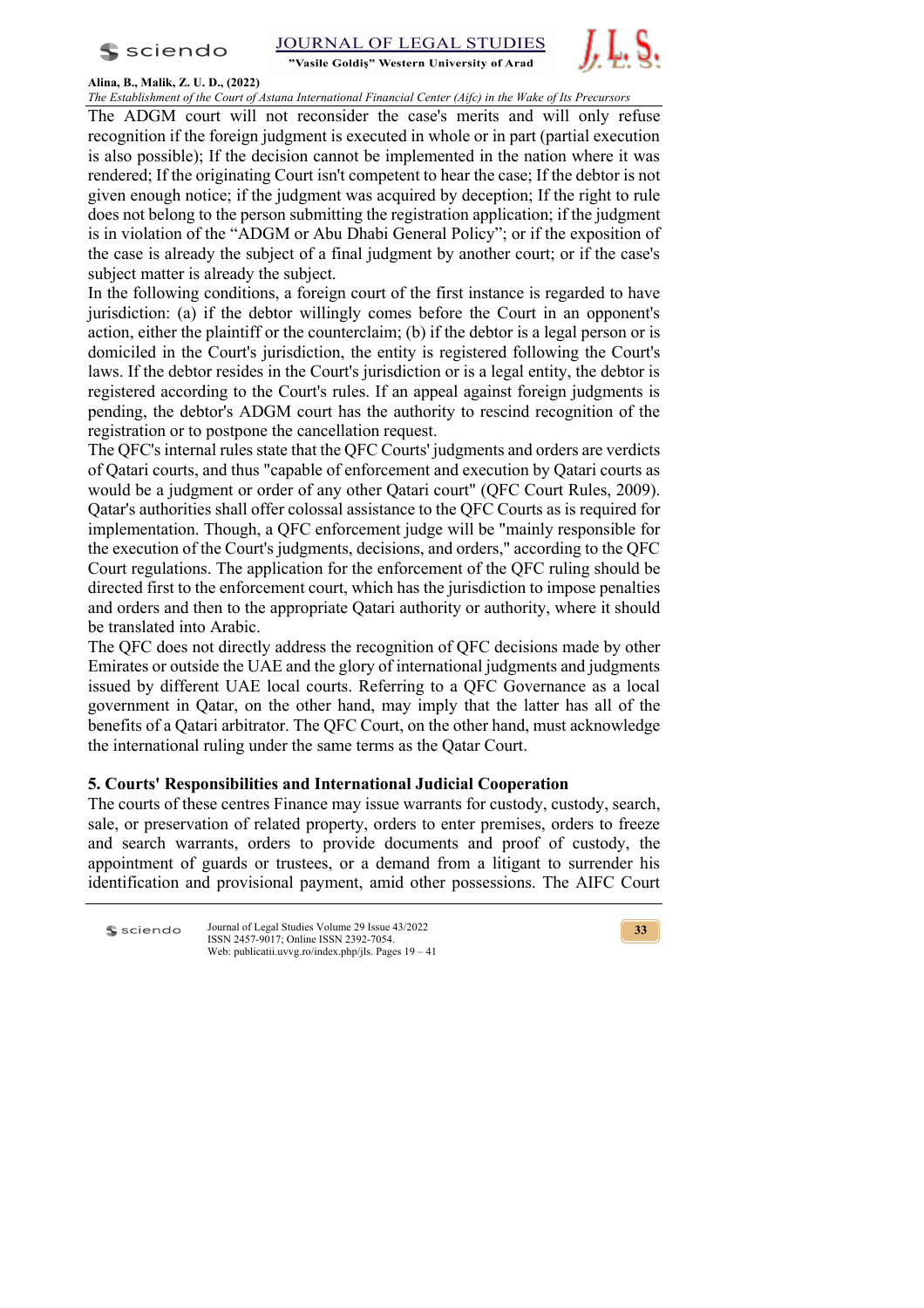The ADGM court will not reconsider the case's merits and will only refuse recognition if the foreign judgment is executed in whole or in part (partial execution is also possible); If the decision cannot be implemented in the nation where it was rendered; If the originating Court isn't competent to hear the case; If the debtor is not given enough notice; if the judgment was acquired by deception; If the right to rule does not belong to the person submitting the registration application; if the judgment is in violation of the "ADGM or Abu Dhabi General Policy"; or if the exposition of the case is already the subject of a final judgment by another court; or if the case's subject matter is already the subject.

In the following conditions, a foreign court of the first instance is regarded to have jurisdiction: (a) if the debtor willingly comes before the Court in an opponent's action, either the plaintiff or the counterclaim; (b) if the debtor is a legal person or is domiciled in the Court's jurisdiction, the entity is registered following the Court's laws. If the debtor resides in the Court's jurisdiction or is a legal entity, the debtor is registered according to the Court's rules. If an appeal against foreign judgments is pending, the debtor's ADGM court has the authority to rescind recognition of the registration or to postpone the cancellation request.

The QFC's internal rules state that the QFC Courts' judgments and orders are verdicts of Qatari courts, and thus "capable of enforcement and execution by Qatari courts as would be a judgment or order of any other Qatari court" (QFC Court Rules, 2009). Qatar's authorities shall offer colossal assistance to the QFC Courts as is required for implementation. Though, a QFC enforcement judge will be "mainly responsible for the execution of the Court's judgments, decisions, and orders," according to the QFC Court regulations. The application for the enforcement of the QFC ruling should be directed first to the enforcement court, which has the jurisdiction to impose penalties and orders and then to the appropriate Qatari authority or authority, where it should be translated into Arabic.

The QFC does not directly address the recognition of QFC decisions made by other Emirates or outside the UAE and the glory of international judgments and judgments issued by different UAE local courts. Referring to a QFC Governance as a local government in Qatar, on the other hand, may imply that the latter has all of the benefits of a Qatari arbitrator. The QFC Court, on the other hand, must acknowledge the international ruling under the same terms as the Qatar Court.

## 5. Courts' Responsibilities and International Judicial Cooperation

The courts of these centres Finance may issue warrants for custody, custody, search, sale, or preservation of related property, orders to enter premises, orders to freeze and search warrants, orders to provide documents and proof of custody, the appointment of guards or trustees, or a demand from a litigant to surrender his identification and provisional payment, amid other possessions. The AIFC Court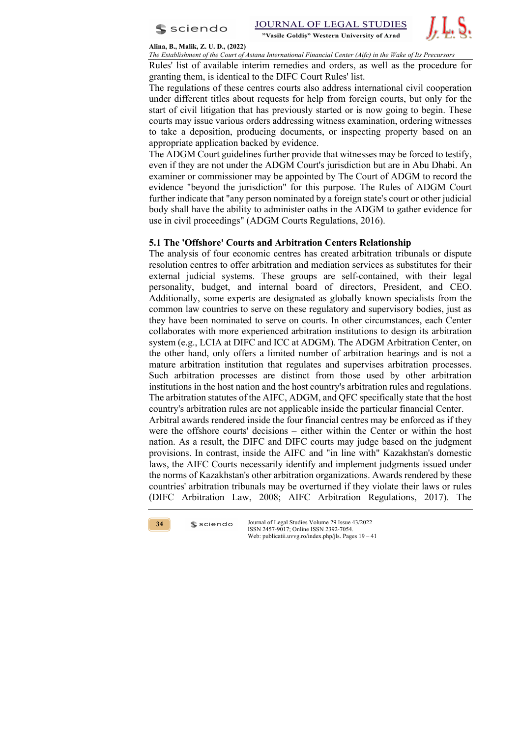Rules' list of available interim remedies and orders, as well as the procedure for granting them, is identical to the DIFC Court Rules' list.

The regulations of these centres courts also address international civil cooperation under different titles about requests for help from foreign courts, but only for the start of civil litigation that has previously started or is now going to begin. These courts may issue various orders addressing witness examination, ordering witnesses to take a deposition, producing documents, or inspecting property based on an appropriate application backed by evidence.

The ADGM Court guidelines further provide that witnesses may be forced to testify, even if they are not under the ADGM Court's jurisdiction but are in Abu Dhabi. An examiner or commissioner may be appointed by The Court of ADGM to record the evidence "beyond the jurisdiction" for this purpose. The Rules of ADGM Court further indicate that "any person nominated by a foreign state's court or other judicial body shall have the ability to administer oaths in the ADGM to gather evidence for use in civil proceedings" (ADGM Courts Regulations, 2016).

### 5.1 The 'Offshore' Courts and Arbitration Centers Relationship

The analysis of four economic centres has created arbitration tribunals or dispute resolution centres to offer arbitration and mediation services as substitutes for their external judicial systems. These groups are self-contained, with their legal personality, budget, and internal board of directors, President, and CEO. Additionally, some experts are designated as globally known specialists from the common law countries to serve on these regulatory and supervisory bodies, just as they have been nominated to serve on courts. In other circumstances, each Center collaborates with more experienced arbitration institutions to design its arbitration system (e.g., LCIA at DIFC and ICC at ADGM). The ADGM Arbitration Center, on the other hand, only offers a limited number of arbitration hearings and is not a mature arbitration institution that regulates and supervises arbitration processes. Such arbitration processes are distinct from those used by other arbitration institutions in the host nation and the host country's arbitration rules and regulations. The arbitration statutes of the AIFC, ADGM, and QFC specifically state that the host country's arbitration rules are not applicable inside the particular financial Center.

Arbitral awards rendered inside the four financial centres may be enforced as if they were the offshore courts' decisions – either within the Center or within the host nation. As a result, the DIFC and DIFC courts may judge based on the judgment provisions. In contrast, inside the AIFC and "in line with" Kazakhstan's domestic laws, the AIFC Courts necessarily identify and implement judgments issued under the norms of Kazakhstan's other arbitration organizations. Awards rendered by these countries' arbitration tribunals may be overturned if they violate their laws or rules (DIFC Arbitration Law, 2008; AIFC Arbitration Regulations, 2017). The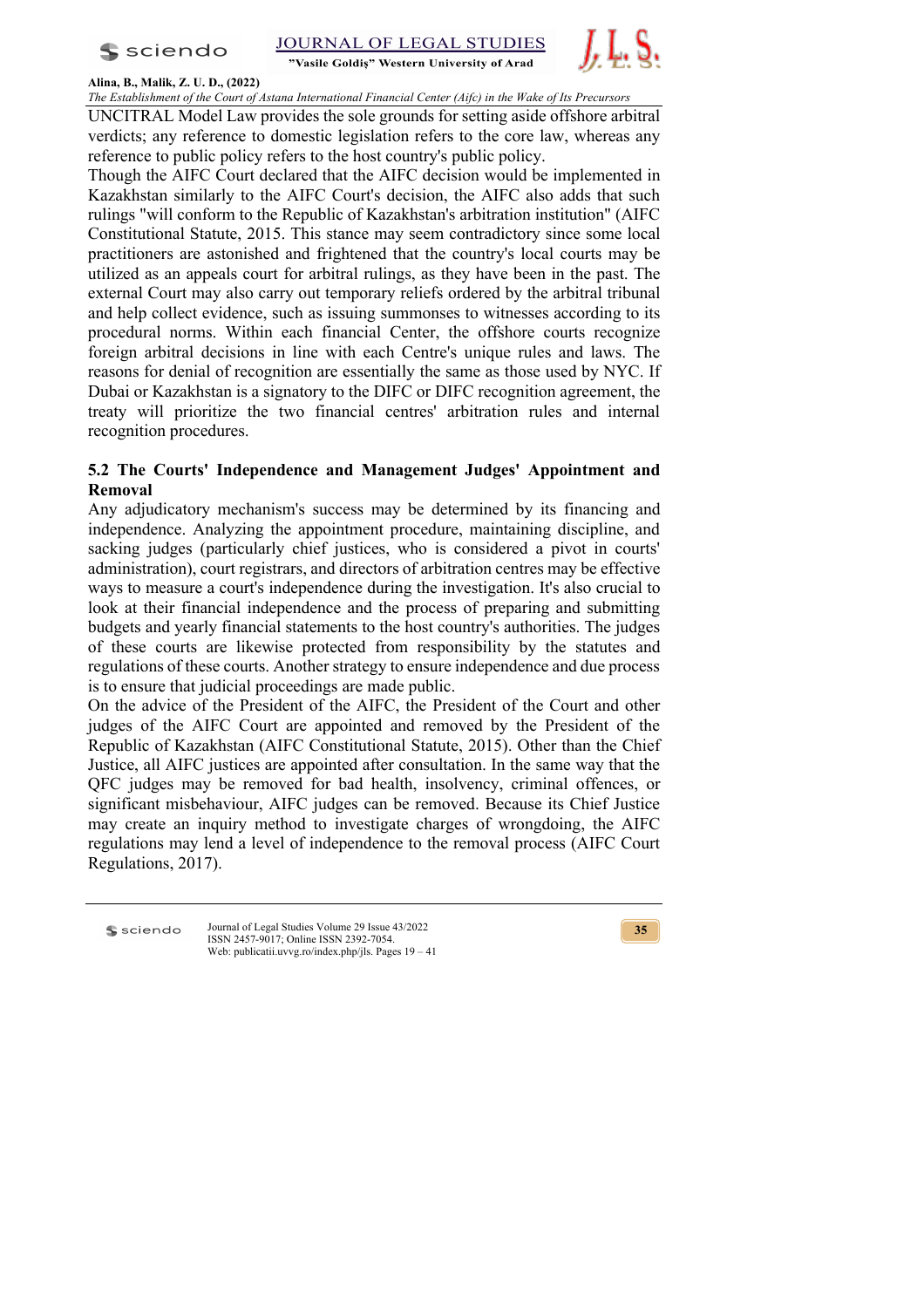UNCITRAL Model Law provides the sole grounds for setting aside offshore arbitral verdicts; any reference to domestic legislation refers to the core law, whereas any reference to public policy refers to the host country's public policy.

Though the AIFC Court declared that the AIFC decision would be implemented in Kazakhstan similarly to the AIFC Court's decision, the AIFC also adds that such rulings "will conform to the Republic of Kazakhstan's arbitration institution" (AIFC Constitutional Statute, 2015. This stance may seem contradictory since some local practitioners are astonished and frightened that the country's local courts may be utilized as an appeals court for arbitral rulings, as they have been in the past. The external Court may also carry out temporary reliefs ordered by the arbitral tribunal and help collect evidence, such as issuing summonses to witnesses according to its procedural norms. Within each financial Center, the offshore courts recognize foreign arbitral decisions in line with each Centre's unique rules and laws. The reasons for denial of recognition are essentially the same as those used by NYC. If Dubai or Kazakhstan is a signatory to the DIFC or DIFC recognition agreement, the treaty will prioritize the two financial centres' arbitration rules and internal recognition procedures.

### 5.2 The Courts' Independence and Management Judges' Appointment and Removal

Any adjudicatory mechanism's success may be determined by its financing and independence. Analyzing the appointment procedure, maintaining discipline, and sacking judges (particularly chief justices, who is considered a pivot in courts' administration), court registrars, and directors of arbitration centres may be effective ways to measure a court's independence during the investigation. It's also crucial to look at their financial independence and the process of preparing and submitting budgets and yearly financial statements to the host country's authorities. The judges of these courts are likewise protected from responsibility by the statutes and regulations of these courts. Another strategy to ensure independence and due process is to ensure that judicial proceedings are made public.

On the advice of the President of the AIFC, the President of the Court and other judges of the AIFC Court are appointed and removed by the President of the Republic of Kazakhstan (AIFC Constitutional Statute, 2015). Other than the Chief Justice, all AIFC justices are appointed after consultation. In the same way that the QFC judges may be removed for bad health, insolvency, criminal offences, or significant misbehaviour, AIFC judges can be removed. Because its Chief Justice may create an inquiry method to investigate charges of wrongdoing, the AIFC regulations may lend a level of independence to the removal process (AIFC Court Regulations, 2017).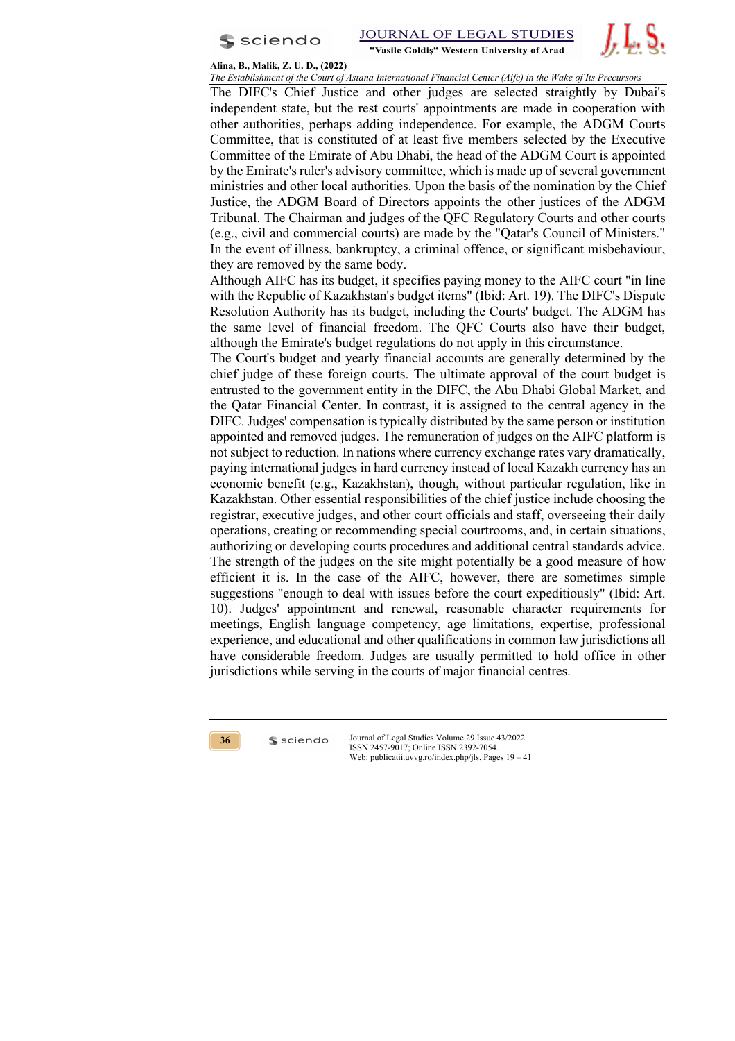The DIFC's Chief Justice and other judges are selected straightly by Dubai's independent state, but the rest courts' appointments are made in cooperation with other authorities, perhaps adding independence. For example, the ADGM Courts Committee, that is constituted of at least five members selected by the Executive Committee of the Emirate of Abu Dhabi, the head of the ADGM Court is appointed by the Emirate's ruler's advisory committee, which is made up of several government ministries and other local authorities. Upon the basis of the nomination by the Chief Justice, the ADGM Board of Directors appoints the other justices of the ADGM Tribunal. The Chairman and judges of the QFC Regulatory Courts and other courts (e.g., civil and commercial courts) are made by the "Qatar's Council of Ministers." In the event of illness, bankruptcy, a criminal offence, or significant misbehaviour, they are removed by the same body.

Although AIFC has its budget, it specifies paying money to the AIFC court "in line with the Republic of Kazakhstan's budget items" (Ibid: Art. 19). The DIFC's Dispute Resolution Authority has its budget, including the Courts' budget. The ADGM has the same level of financial freedom. The QFC Courts also have their budget, although the Emirate's budget regulations do not apply in this circumstance.

The Court's budget and yearly financial accounts are generally determined by the chief judge of these foreign courts. The ultimate approval of the court budget is entrusted to the government entity in the DIFC, the Abu Dhabi Global Market, and the Qatar Financial Center. In contrast, it is assigned to the central agency in the DIFC. Judges' compensation is typically distributed by the same person or institution appointed and removed judges. The remuneration of judges on the AIFC platform is not subject to reduction. In nations where currency exchange rates vary dramatically, paying international judges in hard currency instead of local Kazakh currency has an economic benefit (e.g., Kazakhstan), though, without particular regulation, like in Kazakhstan. Other essential responsibilities of the chief justice include choosing the registrar, executive judges, and other court officials and staff, overseeing their daily operations, creating or recommending special courtrooms, and, in certain situations, authorizing or developing courts procedures and additional central standards advice. The strength of the judges on the site might potentially be a good measure of how efficient it is. In the case of the AIFC, however, there are sometimes simple suggestions "enough to deal with issues before the court expeditiously" (Ibid: Art. 10). Judges' appointment and renewal, reasonable character requirements for meetings, English language competency, age limitations, expertise, professional experience, and educational and other qualifications in common law jurisdictions all have considerable freedom. Judges are usually permitted to hold office in other jurisdictions while serving in the courts of major financial centres.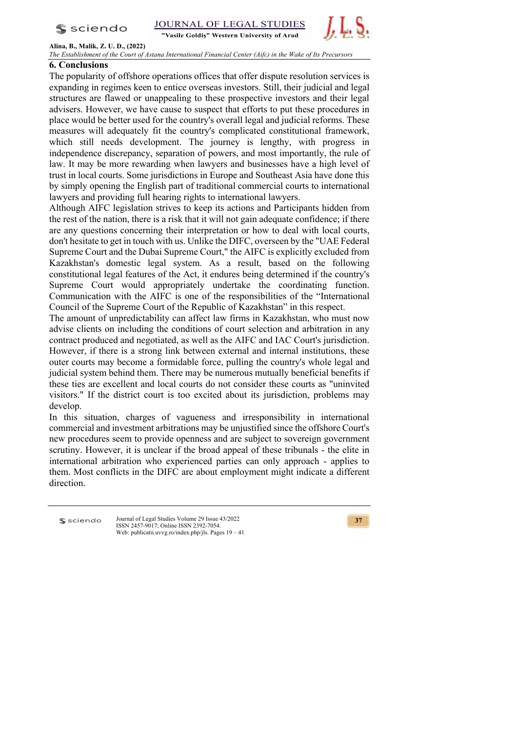## 6. Conclusions

The popularity of offshore operations offices that offer dispute resolution services is expanding in regimes keen to entice overseas investors. Still, their judicial and legal structures are flawed or unappealing to these prospective investors and their legal advisers. However, we have cause to suspect that efforts to put these procedures in place would be better used for the country's overall legal and judicial reforms. These measures will adequately fit the country's complicated constitutional framework, which still needs development. The journey is lengthy, with progress in independence discrepancy, separation of powers, and most importantly, the rule of law. It may be more rewarding when lawyers and businesses have a high level of trust in local courts. Some jurisdictions in Europe and Southeast Asia have done this by simply opening the English part of traditional commercial courts to international lawyers and providing full hearing rights to international lawyers.

Although AIFC legislation strives to keep its actions and Participants hidden from the rest of the nation, there is a risk that it will not gain adequate confidence; if there are any questions concerning their interpretation or how to deal with local courts, don't hesitate to get in touch with us. Unlike the DIFC, overseen by the "UAE Federal Supreme Court and the Dubai Supreme Court," the AIFC is explicitly excluded from Kazakhstan's domestic legal system. As a result, based on the following constitutional legal features of the Act, it endures being determined if the country's Supreme Court would appropriately undertake the coordinating function. Communication with the AIFC is one of the responsibilities of the "International Council of the Supreme Court of the Republic of Kazakhstan" in this respect.

The amount of unpredictability can affect law firms in Kazakhstan, who must now advise clients on including the conditions of court selection and arbitration in any contract produced and negotiated, as well as the AIFC and IAC Court's jurisdiction. However, if there is a strong link between external and internal institutions, these outer courts may become a formidable force, pulling the country's whole legal and judicial system behind them. There may be numerous mutually beneficial benefits if these ties are excellent and local courts do not consider these courts as "uninvited visitors." If the district court is too excited about its jurisdiction, problems may develop.

In this situation, charges of vagueness and irresponsibility in international commercial and investment arbitrations may be unjustified since the offshore Court's new procedures seem to provide openness and are subject to sovereign government scrutiny. However, it is unclear if the broad appeal of these tribunals - the elite in international arbitration who experienced parties can only approach - applies to them. Most conflicts in the DIFC are about employment might indicate a different direction.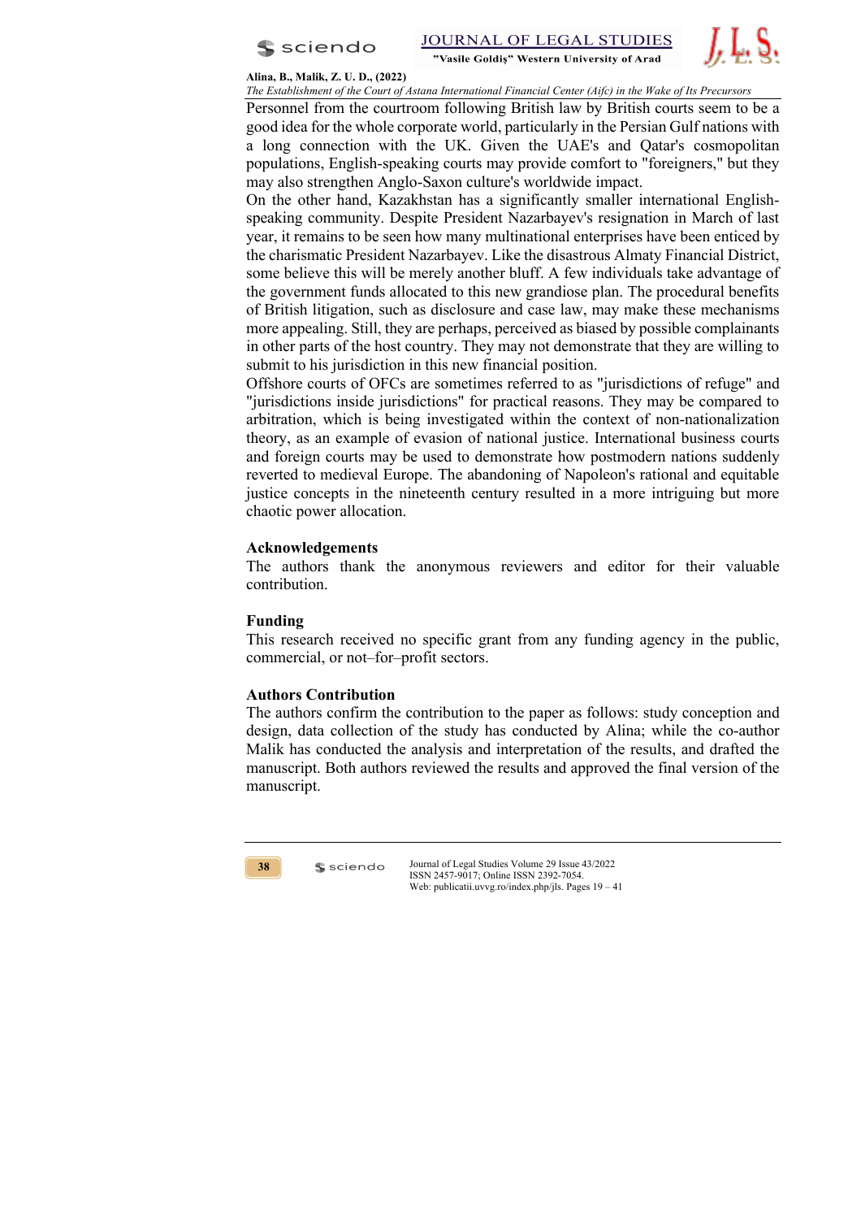Personnel from the courtroom following British law by British courts seem to be a good idea for the whole corporate world, particularly in the Persian Gulf nations with a long connection with the UK. Given the UAE's and Qatar's cosmopolitan populations, English-speaking courts may provide comfort to "foreigners," but they may also strengthen Anglo-Saxon culture's worldwide impact.

On the other hand, Kazakhstan has a significantly smaller international English-speaking community. Despite President Nazarbayev's resignation in March of last year, it remains to be seen how many multinational enterprises have been enticed by the charismatic President Nazarbayev. Like the disastrous Almaty Financial District, some believe this will be merely another bluff. A few individuals take advantage of the government funds allocated to this new grandiose plan. The procedural benefits of British litigation, such as disclosure and case law, may make these mechanisms more appealing. Still, they are perhaps, perceived as biased by possible complainants in other parts of the host country. They may not demonstrate that they are willing to submit to his jurisdiction in this new financial position.

Offshore courts of OFCs are sometimes referred to as "jurisdictions of refuge" and "jurisdictions inside jurisdictions" for practical reasons. They may be compared to arbitration, which is being investigated within the context of non-nationalization theory, as an example of evasion of national justice. International business courts and foreign courts may be used to demonstrate how postmodern nations suddenly reverted to medieval Europe. The abandoning of Napoleon's rational and equitable justice concepts in the nineteenth century resulted in a more intriguing but more chaotic power allocation.

### Acknowledgements

The authors thank the anonymous reviewers and editor for their valuable contribution.

### Funding

This research received no specific grant from any funding agency in the public, commercial, or not–for–profit sectors.

### Authors Contribution

The authors confirm the contribution to the paper as follows: study conception and design, data collection of the study has conducted by Alina; while the co-author Malik has conducted the analysis and interpretation of the results, and drafted the manuscript. Both authors reviewed the results and approved the final version of the manuscript.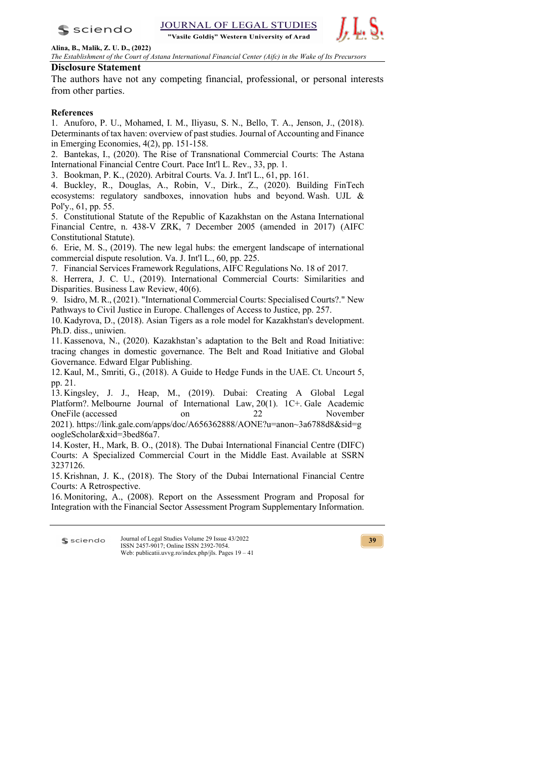## Disclosure Statement

The authors have not any competing financial, professional, or personal interests from other parties.

## References

1. Anuforo, P. U., Mohamed, I. M., Iliyasu, S. N., Bello, T. A., Jenson, J., (2018). Determinants of tax haven: overview of past studies. Journal of Accounting and Finance in Emerging Economies, 4(2), pp. 151-158.
2. Bantekas, I., (2020). The Rise of Transnational Commercial Courts: The Astana International Financial Centre Court. Pace Int'l L. Rev., 33, pp. 1.
3. Bookman, P. K., (2020). Arbitral Courts. Va. J. Int'l L., 61, pp. 161.
4. Buckley, R., Douglas, A., Robin, V., Dirk., Z., (2020). Building FinTech ecosystems: regulatory sandboxes, innovation hubs and beyond. Wash. UJL & Pol'y., 61, pp. 55.
5. Constitutional Statute of the Republic of Kazakhstan on the Astana International Financial Centre, n. 438-V ZRK, 7 December 2005 (amended in 2017) (AIFC Constitutional Statute).
6. Erie, M. S., (2019). The new legal hubs: the emergent landscape of international commercial dispute resolution. Va. J. Int'l L., 60, pp. 225.
7. Financial Services Framework Regulations, AIFC Regulations No. 18 of 2017.
8. Herrera, J. C. U., (2019). International Commercial Courts: Similarities and Disparities. Business Law Review, 40(6).
9. Isidro, M. R., (2021). "International Commercial Courts: Specialised Courts?." New Pathways to Civil Justice in Europe. Challenges of Access to Justice, pp. 257.
10. Kadyrova, D., (2018). Asian Tigers as a role model for Kazakhstan's development. Ph.D. diss., uniwien.
11. Kassenova, N., (2020). Kazakhstan's adaptation to the Belt and Road Initiative: tracing changes in domestic governance. The Belt and Road Initiative and Global Governance. Edward Elgar Publishing.
12. Kaul, M., Smriti, G., (2018). A Guide to Hedge Funds in the UAE. Ct. Uncourt 5, pp. 21.
13. Kingsley, J. J., Heap, M., (2019). Dubai: Creating A Global Legal Platform?. Melbourne Journal of International Law, 20(1). 1C+. Gale Academic OneFile (accessed on 22 November 2021). https://link.gale.com/apps/doc/A656362888/AONE?u=anon~3a6788d8&sid=googleScholar&xid=3bed86a7.
14. Koster, H., Mark, B. O., (2018). The Dubai International Financial Centre (DIFC) Courts: A Specialized Commercial Court in the Middle East. Available at SSRN 3237126.
15. Krishnan, J. K., (2018). The Story of the Dubai International Financial Centre Courts: A Retrospective.
16. Monitoring, A., (2008). Report on the Assessment Program and Proposal for Integration with the Financial Sector Assessment Program Supplementary Information.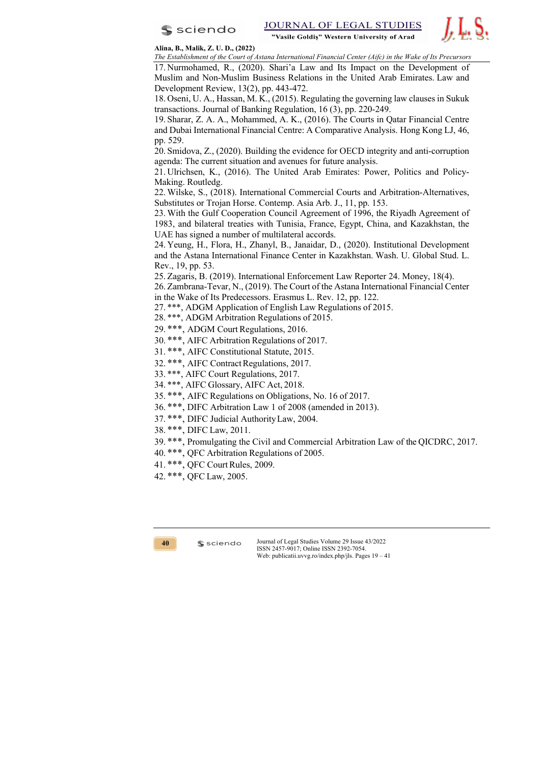17. Nurmohamed, R., (2020). Shari'a Law and Its Impact on the Development of Muslim and Non-Muslim Business Relations in the United Arab Emirates. Law and Development Review, 13(2), pp. 443-472.
18. Oseni, U. A., Hassan, M. K., (2015). Regulating the governing law clauses in Sukuk transactions. Journal of Banking Regulation, 16 (3), pp. 220-249.
19. Sharar, Z. A. A., Mohammed, A. K., (2016). The Courts in Qatar Financial Centre and Dubai International Financial Centre: A Comparative Analysis. Hong Kong LJ, 46, pp. 529.
20. Smidova, Z., (2020). Building the evidence for OECD integrity and anti-corruption agenda: The current situation and avenues for future analysis.
21. Ulrichsen, K., (2016). The United Arab Emirates: Power, Politics and Policy-Making. Routledg.
22. Wilske, S., (2018). International Commercial Courts and Arbitration-Alternatives, Substitutes or Trojan Horse. Contemp. Asia Arb. J., 11, pp. 153.
23. With the Gulf Cooperation Council Agreement of 1996, the Riyadh Agreement of 1983, and bilateral treaties with Tunisia, France, Egypt, China, and Kazakhstan, the UAE has signed a number of multilateral accords.
24. Yeung, H., Flora, H., Zhanyl, B., Janaidar, D., (2020). Institutional Development and the Astana International Finance Center in Kazakhstan. Wash. U. Global Stud. L. Rev., 19, pp. 53.
25. Zagaris, B. (2019). International Enforcement Law Reporter 24. Money, 18(4).
26. Zambrana-Tevar, N., (2019). The Court of the Astana International Financial Center in the Wake of Its Predecessors. Erasmus L. Rev. 12, pp. 122.
27. ***, ADGM Application of English Law Regulations of 2015.
28. ***, ADGM Arbitration Regulations of 2015.
29. ***, ADGM Court Regulations, 2016.
30. ***, AIFC Arbitration Regulations of 2017.
31. ***, AIFC Constitutional Statute, 2015.
32. ***, AIFC Contract Regulations, 2017.
33. ***, AIFC Court Regulations, 2017.
34. ***, AIFC Glossary, AIFC Act, 2018.
35. ***, AIFC Regulations on Obligations, No. 16 of 2017.
36. ***, DIFC Arbitration Law 1 of 2008 (amended in 2013).
37. ***, DIFC Judicial Authority Law, 2004.
38. ***, DIFC Law, 2011.
39. ***, Promulgating the Civil and Commercial Arbitration Law of the QICDRC, 2017.
40. ***, QFC Arbitration Regulations of 2005.
41. ***, QFC Court Rules, 2009.
42. ***, QFC Law, 2005.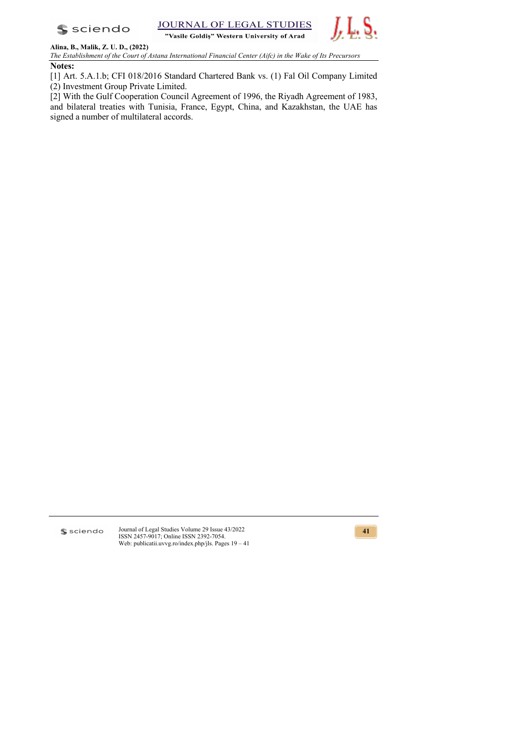**Notes:**

[1] Art. 5.A.1.b; CFI 018/2016 Standard Chartered Bank vs. (1) Fal Oil Company Limited (2) Investment Group Private Limited.

[2] With the Gulf Cooperation Council Agreement of 1996, the Riyadh Agreement of 1983, and bilateral treaties with Tunisia, France, Egypt, China, and Kazakhstan, the UAE has signed a number of multilateral accords.